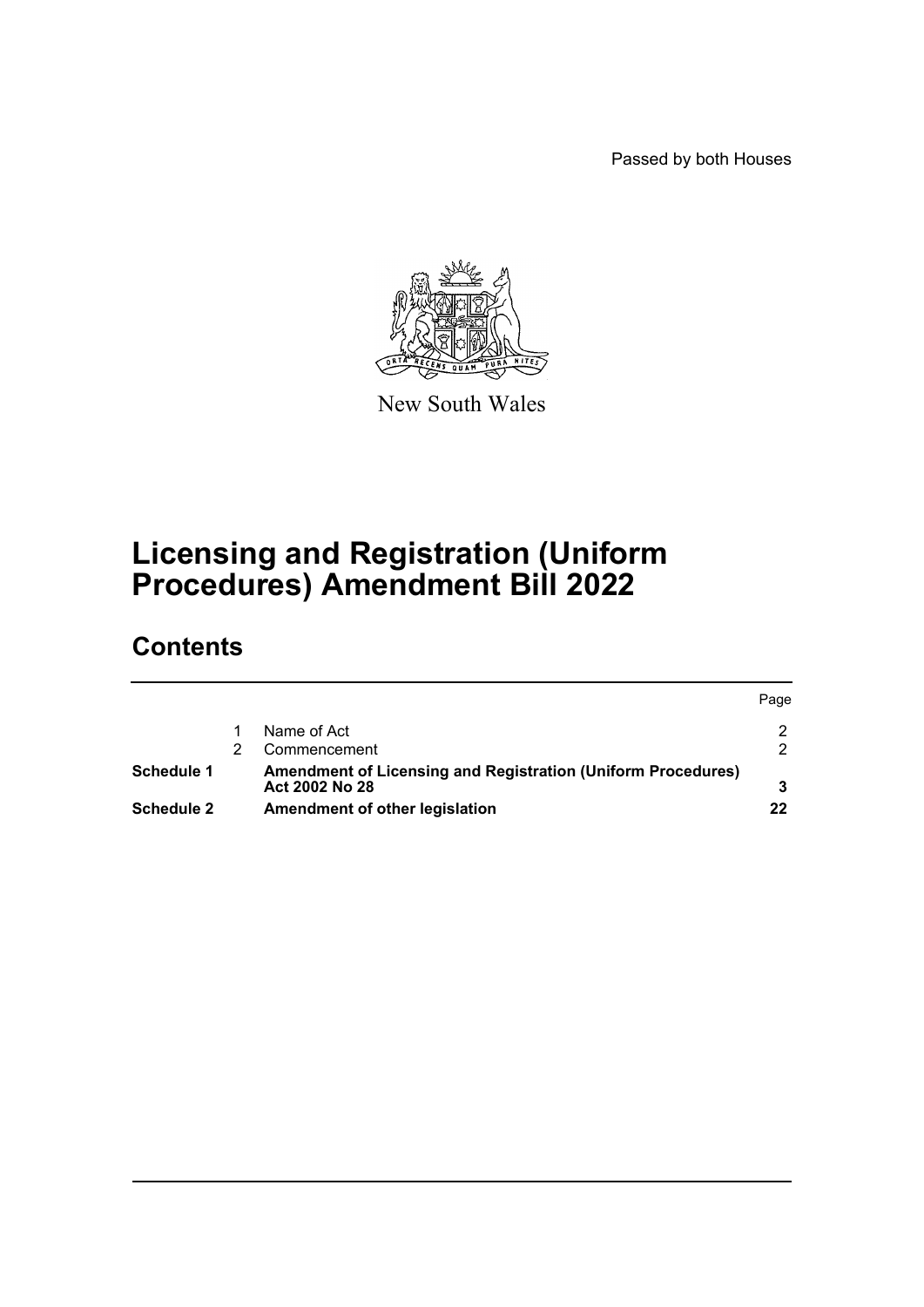Passed by both Houses

New South Wales

# Licensing and Registration (Uniform Procedures) Amendment Bill 2022

## Contents

| | | | Page |
|---|---|---|---|
| | 1 | Name of Act | 2 |
| | 2 | Commencement | 2 |
| **Schedule 1** | | **Amendment of Licensing and Registration (Uniform Procedures) Act 2002 No 28** | **3** |
| **Schedule 2** | | **Amendment of other legislation** | **22** |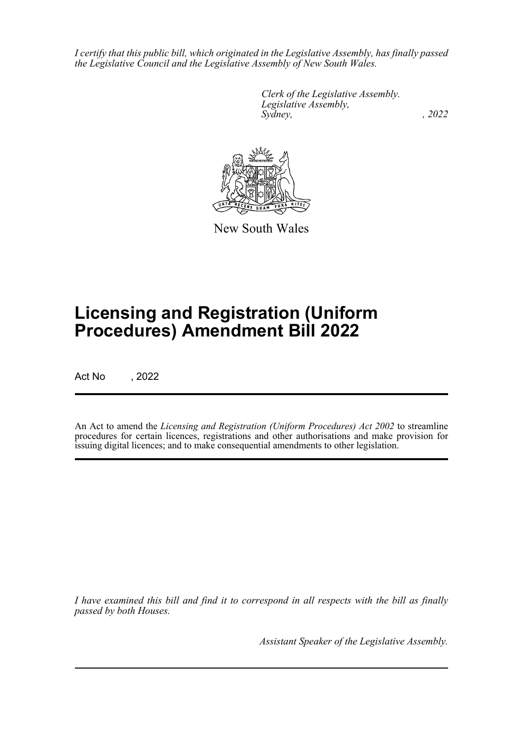*I certify that this public bill, which originated in the Legislative Assembly, has finally passed the Legislative Council and the Legislative Assembly of New South Wales.*

*Clerk of the Legislative Assembly.*
*Legislative Assembly,*
*Sydney, , 2022*

New South Wales

# Licensing and Registration (Uniform Procedures) Amendment Bill 2022

Act No , 2022

An Act to amend the *Licensing and Registration (Uniform Procedures) Act 2002* to streamline procedures for certain licences, registrations and other authorisations and make provision for issuing digital licences; and to make consequential amendments to other legislation.

*I have examined this bill and find it to correspond in all respects with the bill as finally passed by both Houses.*

*Assistant Speaker of the Legislative Assembly.*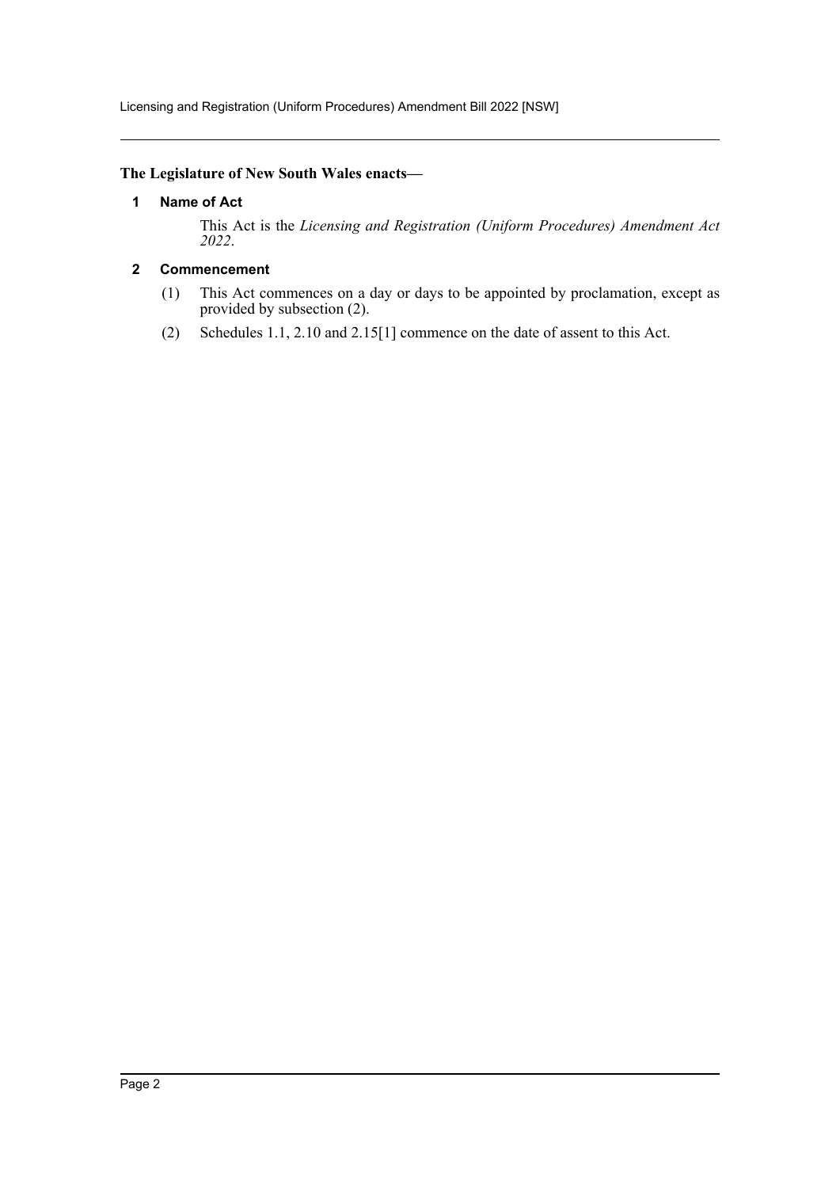**The Legislature of New South Wales enacts—**

## 1 Name of Act

This Act is the *Licensing and Registration (Uniform Procedures) Amendment Act 2022*.

## 2 Commencement

(1) This Act commences on a day or days to be appointed by proclamation, except as provided by subsection (2).

(2) Schedules 1.1, 2.10 and 2.15[1] commence on the date of assent to this Act.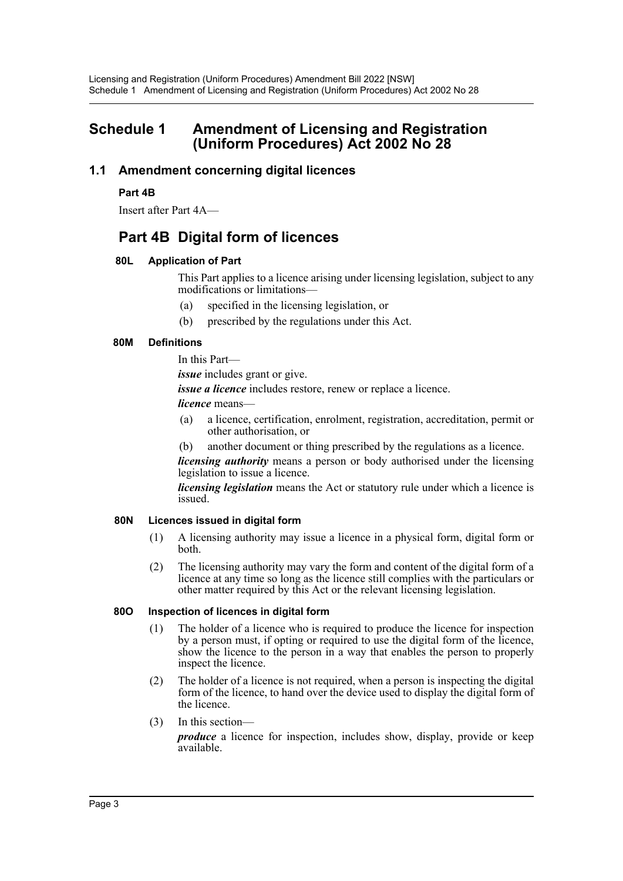## Schedule 1 Amendment of Licensing and Registration (Uniform Procedures) Act 2002 No 28

### 1.1 Amendment concerning digital licences

**Part 4B**

Insert after Part 4A—

## Part 4B Digital form of licences

#### 80L Application of Part

This Part applies to a licence arising under licensing legislation, subject to any modifications or limitations—

(a) specified in the licensing legislation, or

(b) prescribed by the regulations under this Act.

#### 80M Definitions

In this Part—

***issue*** includes grant or give.

***issue a licence*** includes restore, renew or replace a licence.

***licence*** means—

(a) a licence, certification, enrolment, registration, accreditation, permit or other authorisation, or

(b) another document or thing prescribed by the regulations as a licence.

***licensing authority*** means a person or body authorised under the licensing legislation to issue a licence.

***licensing legislation*** means the Act or statutory rule under which a licence is issued.

#### 80N Licences issued in digital form

(1) A licensing authority may issue a licence in a physical form, digital form or both.

(2) The licensing authority may vary the form and content of the digital form of a licence at any time so long as the licence still complies with the particulars or other matter required by this Act or the relevant licensing legislation.

#### 80O Inspection of licences in digital form

(1) The holder of a licence who is required to produce the licence for inspection by a person must, if opting or required to use the digital form of the licence, show the licence to the person in a way that enables the person to properly inspect the licence.

(2) The holder of a licence is not required, when a person is inspecting the digital form of the licence, to hand over the device used to display the digital form of the licence.

(3) In this section—

***produce*** a licence for inspection, includes show, display, provide or keep available.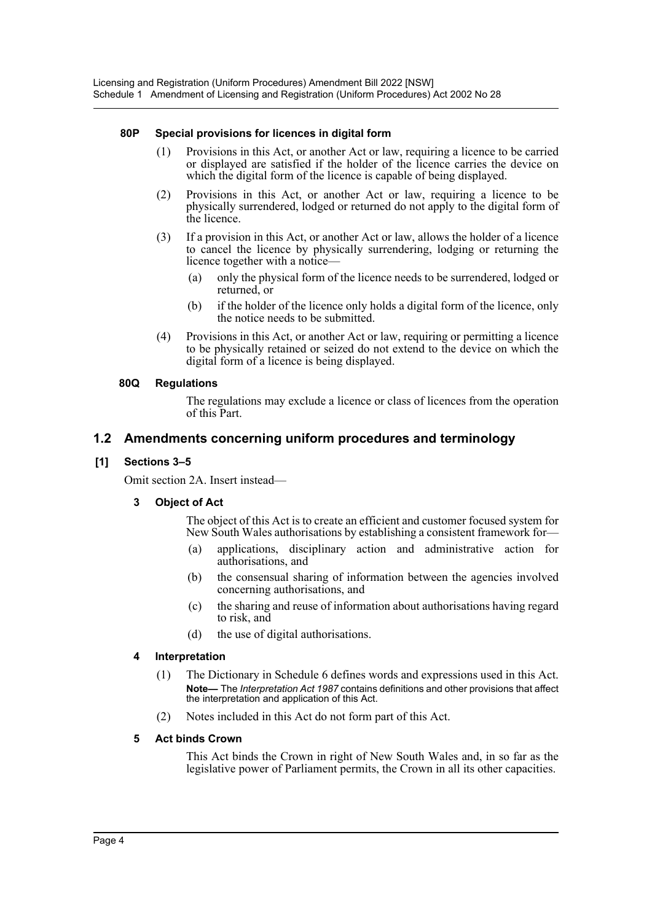#### 80P Special provisions for licences in digital form

(1) Provisions in this Act, or another Act or law, requiring a licence to be carried or displayed are satisfied if the holder of the licence carries the device on which the digital form of the licence is capable of being displayed.

(2) Provisions in this Act, or another Act or law, requiring a licence to be physically surrendered, lodged or returned do not apply to the digital form of the licence.

(3) If a provision in this Act, or another Act or law, allows the holder of a licence to cancel the licence by physically surrendering, lodging or returning the licence together with a notice—

- (a) only the physical form of the licence needs to be surrendered, lodged or returned, or
- (b) if the holder of the licence only holds a digital form of the licence, only the notice needs to be submitted.

(4) Provisions in this Act, or another Act or law, requiring or permitting a licence to be physically retained or seized do not extend to the device on which the digital form of a licence is being displayed.

#### 80Q Regulations

The regulations may exclude a licence or class of licences from the operation of this Part.

## 1.2 Amendments concerning uniform procedures and terminology

### [1] Sections 3–5

Omit section 2A. Insert instead—

#### 3 Object of Act

The object of this Act is to create an efficient and customer focused system for New South Wales authorisations by establishing a consistent framework for—

- (a) applications, disciplinary action and administrative action for authorisations, and
- (b) the consensual sharing of information between the agencies involved concerning authorisations, and
- (c) the sharing and reuse of information about authorisations having regard to risk, and
- (d) the use of digital authorisations.

#### 4 Interpretation

(1) The Dictionary in Schedule 6 defines words and expressions used in this Act.

**Note—** The *Interpretation Act 1987* contains definitions and other provisions that affect the interpretation and application of this Act.

(2) Notes included in this Act do not form part of this Act.

#### 5 Act binds Crown

This Act binds the Crown in right of New South Wales and, in so far as the legislative power of Parliament permits, the Crown in all its other capacities.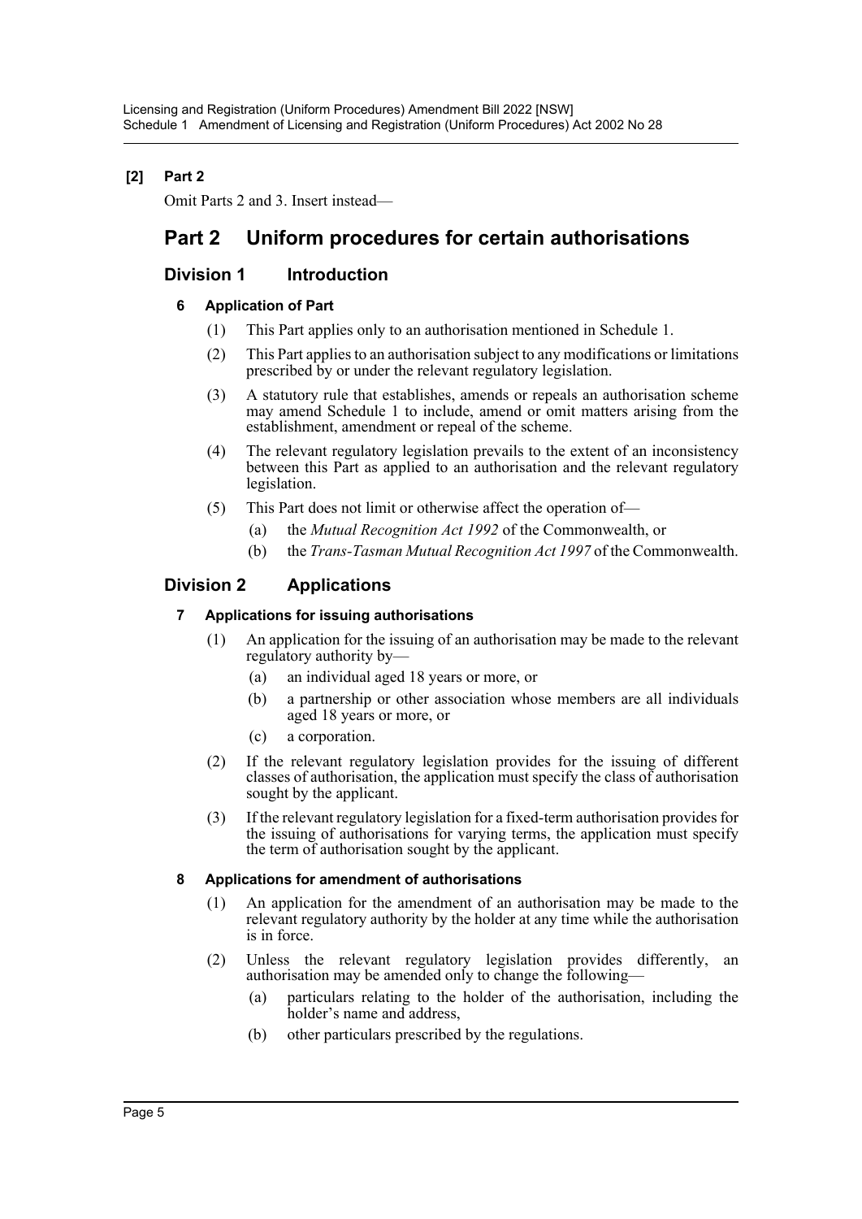**[2] Part 2**

Omit Parts 2 and 3. Insert instead—

# Part 2 Uniform procedures for certain authorisations

## Division 1 Introduction

### 6 Application of Part

(1) This Part applies only to an authorisation mentioned in Schedule 1.

(2) This Part applies to an authorisation subject to any modifications or limitations prescribed by or under the relevant regulatory legislation.

(3) A statutory rule that establishes, amends or repeals an authorisation scheme may amend Schedule 1 to include, amend or omit matters arising from the establishment, amendment or repeal of the scheme.

(4) The relevant regulatory legislation prevails to the extent of an inconsistency between this Part as applied to an authorisation and the relevant regulatory legislation.

(5) This Part does not limit or otherwise affect the operation of—

(a) the *Mutual Recognition Act 1992* of the Commonwealth, or

(b) the *Trans-Tasman Mutual Recognition Act 1997* of the Commonwealth.

## Division 2 Applications

### 7 Applications for issuing authorisations

(1) An application for the issuing of an authorisation may be made to the relevant regulatory authority by—

(a) an individual aged 18 years or more, or

(b) a partnership or other association whose members are all individuals aged 18 years or more, or

(c) a corporation.

(2) If the relevant regulatory legislation provides for the issuing of different classes of authorisation, the application must specify the class of authorisation sought by the applicant.

(3) If the relevant regulatory legislation for a fixed-term authorisation provides for the issuing of authorisations for varying terms, the application must specify the term of authorisation sought by the applicant.

### 8 Applications for amendment of authorisations

(1) An application for the amendment of an authorisation may be made to the relevant regulatory authority by the holder at any time while the authorisation is in force.

(2) Unless the relevant regulatory legislation provides differently, an authorisation may be amended only to change the following—

(a) particulars relating to the holder of the authorisation, including the holder's name and address,

(b) other particulars prescribed by the regulations.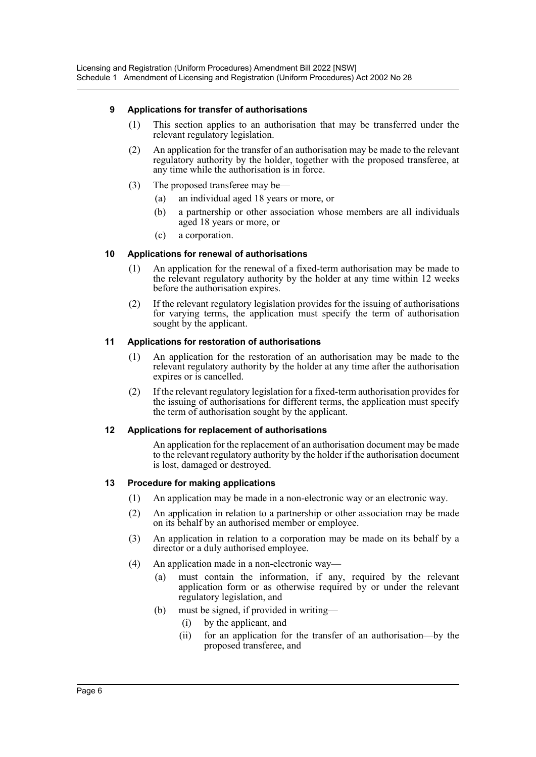### 9 Applications for transfer of authorisations

(1) This section applies to an authorisation that may be transferred under the relevant regulatory legislation.

(2) An application for the transfer of an authorisation may be made to the relevant regulatory authority by the holder, together with the proposed transferee, at any time while the authorisation is in force.

(3) The proposed transferee may be—

- (a) an individual aged 18 years or more, or
- (b) a partnership or other association whose members are all individuals aged 18 years or more, or
- (c) a corporation.

### 10 Applications for renewal of authorisations

(1) An application for the renewal of a fixed-term authorisation may be made to the relevant regulatory authority by the holder at any time within 12 weeks before the authorisation expires.

(2) If the relevant regulatory legislation provides for the issuing of authorisations for varying terms, the application must specify the term of authorisation sought by the applicant.

### 11 Applications for restoration of authorisations

(1) An application for the restoration of an authorisation may be made to the relevant regulatory authority by the holder at any time after the authorisation expires or is cancelled.

(2) If the relevant regulatory legislation for a fixed-term authorisation provides for the issuing of authorisations for different terms, the application must specify the term of authorisation sought by the applicant.

### 12 Applications for replacement of authorisations

An application for the replacement of an authorisation document may be made to the relevant regulatory authority by the holder if the authorisation document is lost, damaged or destroyed.

### 13 Procedure for making applications

(1) An application may be made in a non-electronic way or an electronic way.

(2) An application in relation to a partnership or other association may be made on its behalf by an authorised member or employee.

(3) An application in relation to a corporation may be made on its behalf by a director or a duly authorised employee.

(4) An application made in a non-electronic way—

- (a) must contain the information, if any, required by the relevant application form or as otherwise required by or under the relevant regulatory legislation, and
- (b) must be signed, if provided in writing—
  - (i) by the applicant, and
  - (ii) for an application for the transfer of an authorisation—by the proposed transferee, and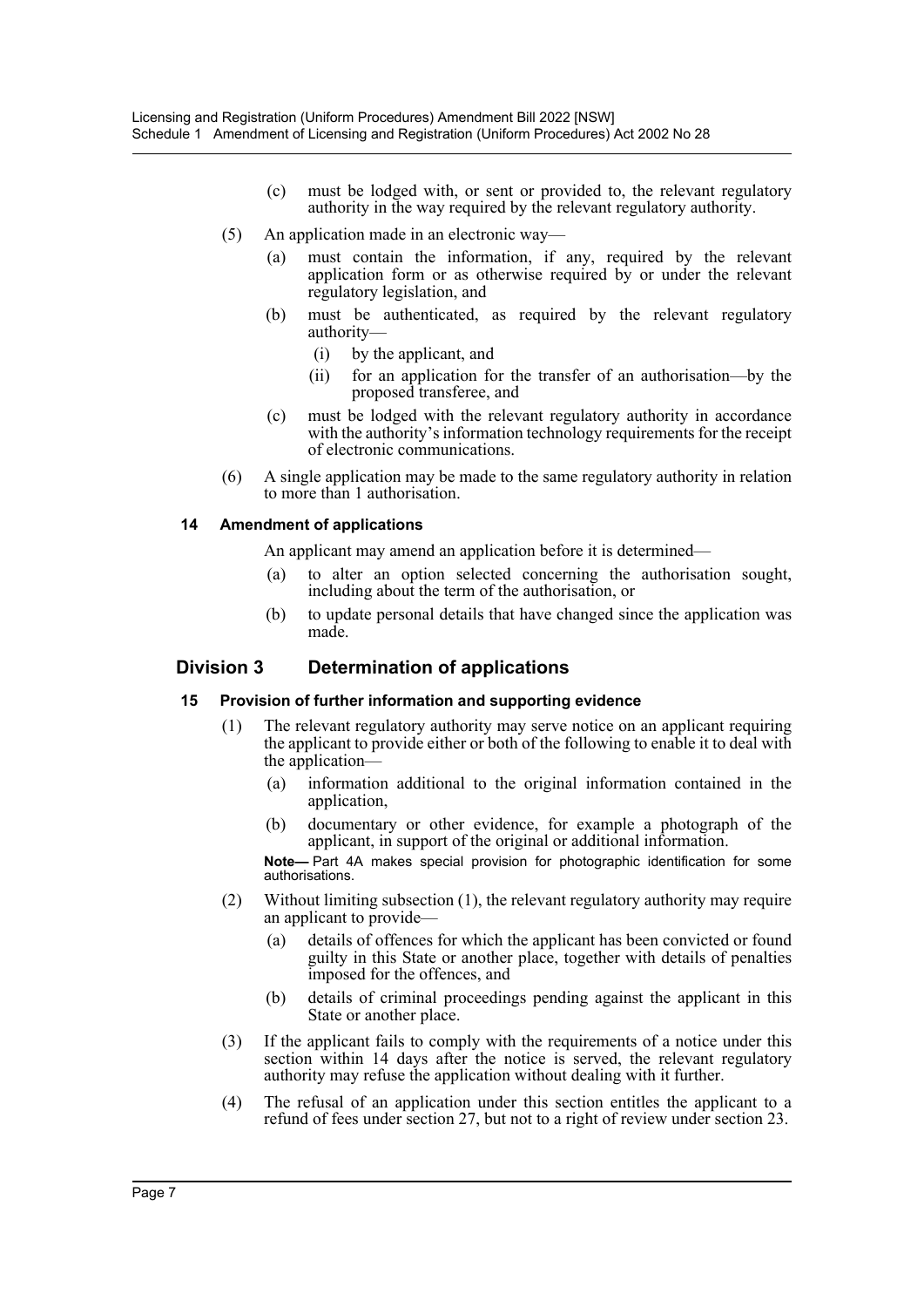(c) must be lodged with, or sent or provided to, the relevant regulatory authority in the way required by the relevant regulatory authority.

(5) An application made in an electronic way—

(a) must contain the information, if any, required by the relevant application form or as otherwise required by or under the relevant regulatory legislation, and

(b) must be authenticated, as required by the relevant regulatory authority—

(i) by the applicant, and

(ii) for an application for the transfer of an authorisation—by the proposed transferee, and

(c) must be lodged with the relevant regulatory authority in accordance with the authority's information technology requirements for the receipt of electronic communications.

(6) A single application may be made to the same regulatory authority in relation to more than 1 authorisation.

#### 14 Amendment of applications

An applicant may amend an application before it is determined—

(a) to alter an option selected concerning the authorisation sought, including about the term of the authorisation, or

(b) to update personal details that have changed since the application was made.

## Division 3 Determination of applications

#### 15 Provision of further information and supporting evidence

(1) The relevant regulatory authority may serve notice on an applicant requiring the applicant to provide either or both of the following to enable it to deal with the application—

(a) information additional to the original information contained in the application,

(b) documentary or other evidence, for example a photograph of the applicant, in support of the original or additional information.

**Note—** Part 4A makes special provision for photographic identification for some authorisations.

(2) Without limiting subsection (1), the relevant regulatory authority may require an applicant to provide—

(a) details of offences for which the applicant has been convicted or found guilty in this State or another place, together with details of penalties imposed for the offences, and

(b) details of criminal proceedings pending against the applicant in this State or another place.

(3) If the applicant fails to comply with the requirements of a notice under this section within 14 days after the notice is served, the relevant regulatory authority may refuse the application without dealing with it further.

(4) The refusal of an application under this section entitles the applicant to a refund of fees under section 27, but not to a right of review under section 23.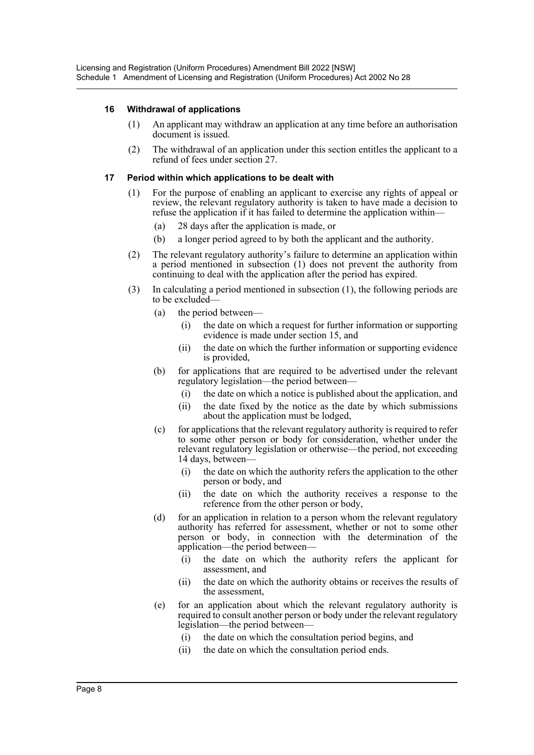#### 16 Withdrawal of applications

(1) An applicant may withdraw an application at any time before an authorisation document is issued.

(2) The withdrawal of an application under this section entitles the applicant to a refund of fees under section 27.

#### 17 Period within which applications to be dealt with

(1) For the purpose of enabling an applicant to exercise any rights of appeal or review, the relevant regulatory authority is taken to have made a decision to refuse the application if it has failed to determine the application within—

- (a) 28 days after the application is made, or
- (b) a longer period agreed to by both the applicant and the authority.

(2) The relevant regulatory authority's failure to determine an application within a period mentioned in subsection (1) does not prevent the authority from continuing to deal with the application after the period has expired.

(3) In calculating a period mentioned in subsection (1), the following periods are to be excluded—

- (a) the period between—
  - (i) the date on which a request for further information or supporting evidence is made under section 15, and
  - (ii) the date on which the further information or supporting evidence is provided,
- (b) for applications that are required to be advertised under the relevant regulatory legislation—the period between—
  - (i) the date on which a notice is published about the application, and
  - (ii) the date fixed by the notice as the date by which submissions about the application must be lodged,
- (c) for applications that the relevant regulatory authority is required to refer to some other person or body for consideration, whether under the relevant regulatory legislation or otherwise—the period, not exceeding 14 days, between—
  - (i) the date on which the authority refers the application to the other person or body, and
  - (ii) the date on which the authority receives a response to the reference from the other person or body,
- (d) for an application in relation to a person whom the relevant regulatory authority has referred for assessment, whether or not to some other person or body, in connection with the determination of the application—the period between—
  - (i) the date on which the authority refers the applicant for assessment, and
  - (ii) the date on which the authority obtains or receives the results of the assessment,
- (e) for an application about which the relevant regulatory authority is required to consult another person or body under the relevant regulatory legislation—the period between—
  - (i) the date on which the consultation period begins, and
  - (ii) the date on which the consultation period ends.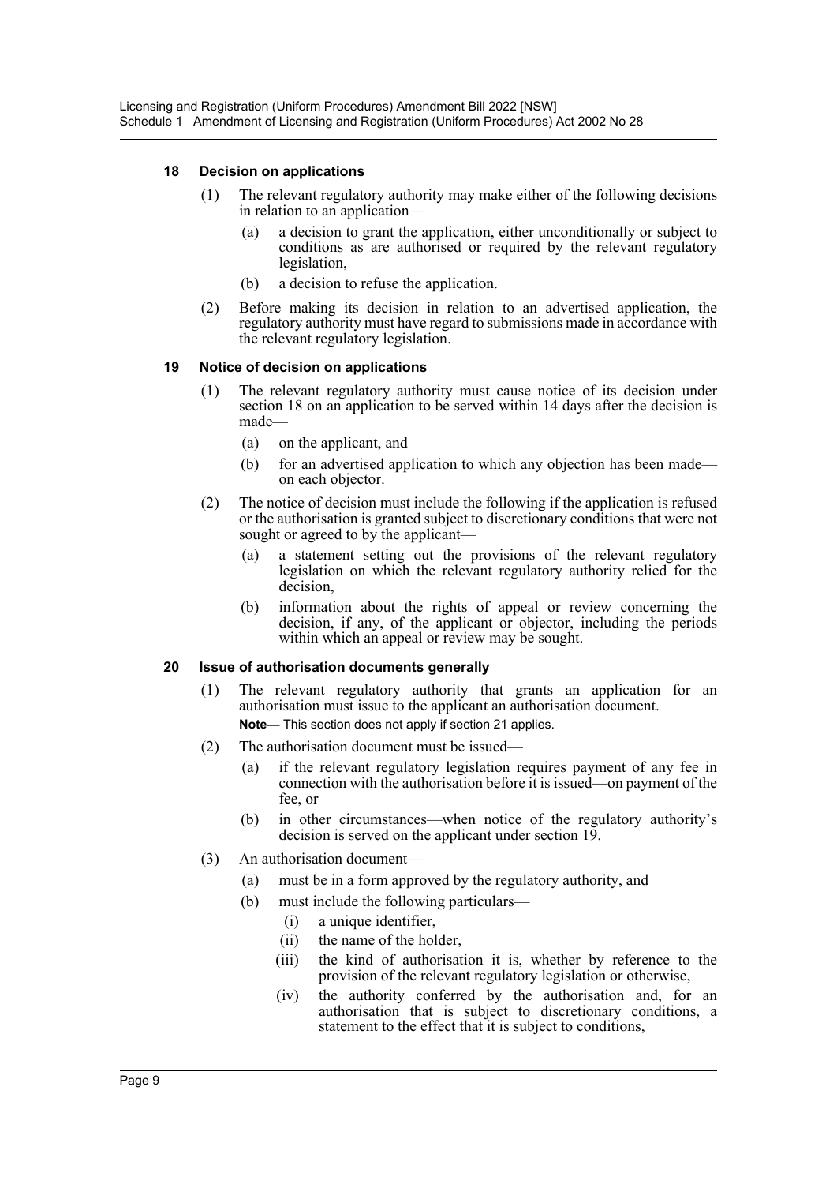### 18 Decision on applications

(1) The relevant regulatory authority may make either of the following decisions in relation to an application—

(a) a decision to grant the application, either unconditionally or subject to conditions as are authorised or required by the relevant regulatory legislation,

(b) a decision to refuse the application.

(2) Before making its decision in relation to an advertised application, the regulatory authority must have regard to submissions made in accordance with the relevant regulatory legislation.

### 19 Notice of decision on applications

(1) The relevant regulatory authority must cause notice of its decision under section 18 on an application to be served within 14 days after the decision is made—

(a) on the applicant, and

(b) for an advertised application to which any objection has been made—on each objector.

(2) The notice of decision must include the following if the application is refused or the authorisation is granted subject to discretionary conditions that were not sought or agreed to by the applicant—

(a) a statement setting out the provisions of the relevant regulatory legislation on which the relevant regulatory authority relied for the decision,

(b) information about the rights of appeal or review concerning the decision, if any, of the applicant or objector, including the periods within which an appeal or review may be sought.

### 20 Issue of authorisation documents generally

(1) The relevant regulatory authority that grants an application for an authorisation must issue to the applicant an authorisation document.

**Note—** This section does not apply if section 21 applies.

(2) The authorisation document must be issued—

(a) if the relevant regulatory legislation requires payment of any fee in connection with the authorisation before it is issued—on payment of the fee, or

(b) in other circumstances—when notice of the regulatory authority's decision is served on the applicant under section 19.

(3) An authorisation document—

(a) must be in a form approved by the regulatory authority, and

(b) must include the following particulars—

(i) a unique identifier,

(ii) the name of the holder,

(iii) the kind of authorisation it is, whether by reference to the provision of the relevant regulatory legislation or otherwise,

(iv) the authority conferred by the authorisation and, for an authorisation that is subject to discretionary conditions, a statement to the effect that it is subject to conditions,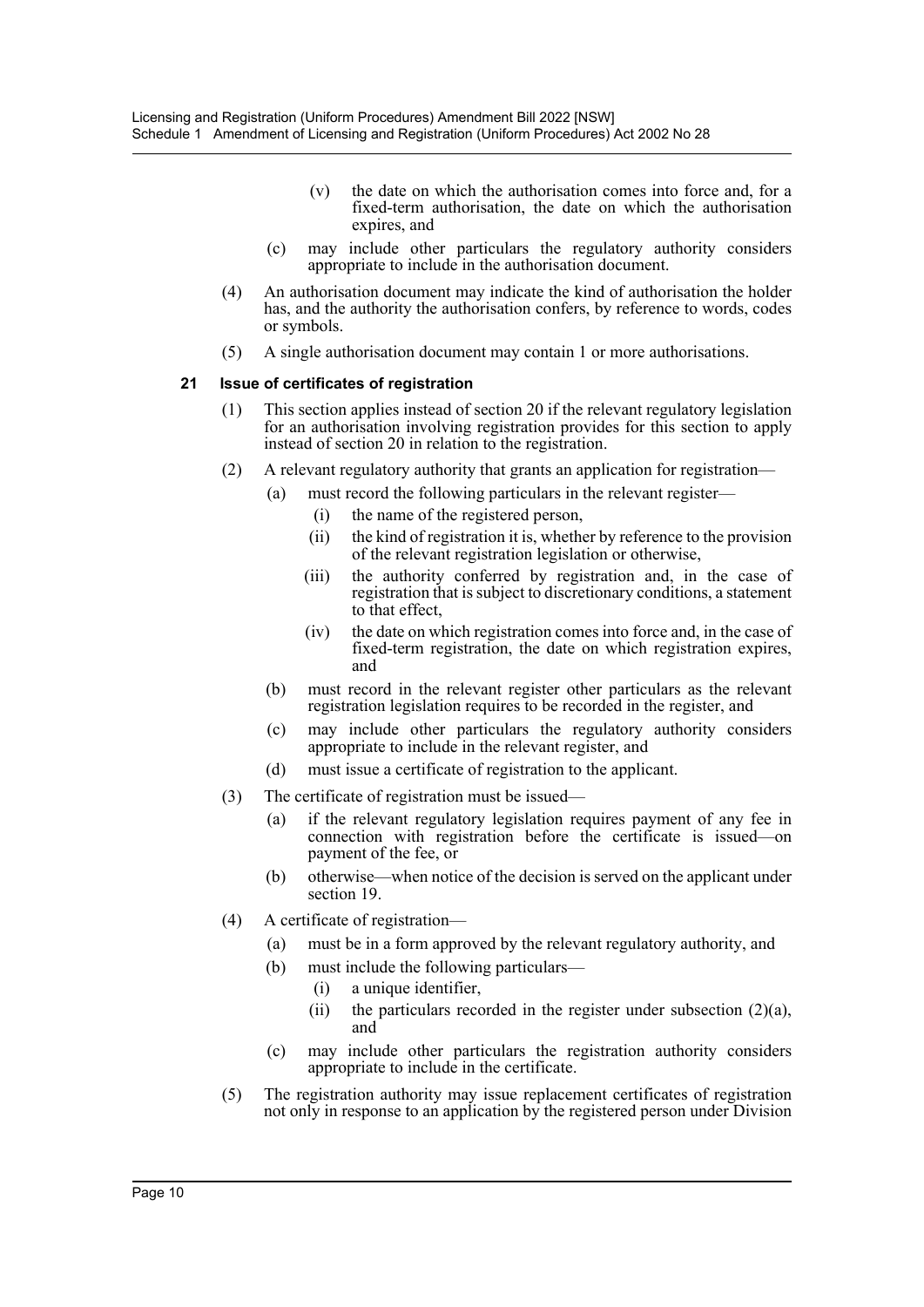(v) the date on which the authorisation comes into force and, for a fixed-term authorisation, the date on which the authorisation expires, and

(c) may include other particulars the regulatory authority considers appropriate to include in the authorisation document.

(4) An authorisation document may indicate the kind of authorisation the holder has, and the authority the authorisation confers, by reference to words, codes or symbols.

(5) A single authorisation document may contain 1 or more authorisations.

**21 Issue of certificates of registration**

(1) This section applies instead of section 20 if the relevant regulatory legislation for an authorisation involving registration provides for this section to apply instead of section 20 in relation to the registration.

(2) A relevant regulatory authority that grants an application for registration—

(a) must record the following particulars in the relevant register—

(i) the name of the registered person,

(ii) the kind of registration it is, whether by reference to the provision of the relevant registration legislation or otherwise,

(iii) the authority conferred by registration and, in the case of registration that is subject to discretionary conditions, a statement to that effect,

(iv) the date on which registration comes into force and, in the case of fixed-term registration, the date on which registration expires, and

(b) must record in the relevant register other particulars as the relevant registration legislation requires to be recorded in the register, and

(c) may include other particulars the regulatory authority considers appropriate to include in the relevant register, and

(d) must issue a certificate of registration to the applicant.

(3) The certificate of registration must be issued—

(a) if the relevant regulatory legislation requires payment of any fee in connection with registration before the certificate is issued—on payment of the fee, or

(b) otherwise—when notice of the decision is served on the applicant under section 19.

(4) A certificate of registration—

(a) must be in a form approved by the relevant regulatory authority, and

(b) must include the following particulars—

(i) a unique identifier,

(ii) the particulars recorded in the register under subsection (2)(a), and

(c) may include other particulars the registration authority considers appropriate to include in the certificate.

(5) The registration authority may issue replacement certificates of registration not only in response to an application by the registered person under Division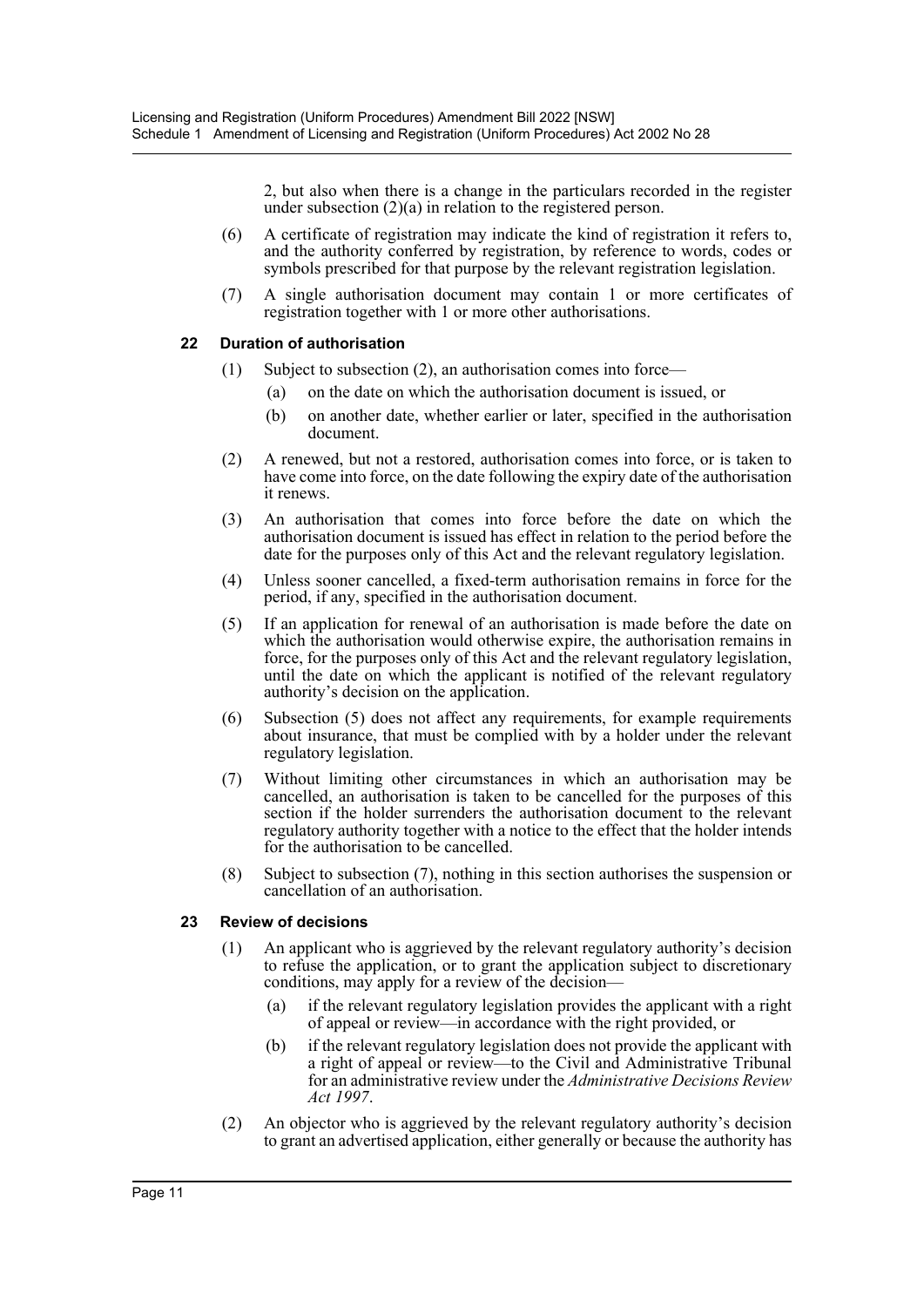2, but also when there is a change in the particulars recorded in the register under subsection (2)(a) in relation to the registered person.

(6) A certificate of registration may indicate the kind of registration it refers to, and the authority conferred by registration, by reference to words, codes or symbols prescribed for that purpose by the relevant registration legislation.

(7) A single authorisation document may contain 1 or more certificates of registration together with 1 or more other authorisations.

### 22 Duration of authorisation

(1) Subject to subsection (2), an authorisation comes into force—

(a) on the date on which the authorisation document is issued, or

(b) on another date, whether earlier or later, specified in the authorisation document.

(2) A renewed, but not a restored, authorisation comes into force, or is taken to have come into force, on the date following the expiry date of the authorisation it renews.

(3) An authorisation that comes into force before the date on which the authorisation document is issued has effect in relation to the period before the date for the purposes only of this Act and the relevant regulatory legislation.

(4) Unless sooner cancelled, a fixed-term authorisation remains in force for the period, if any, specified in the authorisation document.

(5) If an application for renewal of an authorisation is made before the date on which the authorisation would otherwise expire, the authorisation remains in force, for the purposes only of this Act and the relevant regulatory legislation, until the date on which the applicant is notified of the relevant regulatory authority's decision on the application.

(6) Subsection (5) does not affect any requirements, for example requirements about insurance, that must be complied with by a holder under the relevant regulatory legislation.

(7) Without limiting other circumstances in which an authorisation may be cancelled, an authorisation is taken to be cancelled for the purposes of this section if the holder surrenders the authorisation document to the relevant regulatory authority together with a notice to the effect that the holder intends for the authorisation to be cancelled.

(8) Subject to subsection (7), nothing in this section authorises the suspension or cancellation of an authorisation.

### 23 Review of decisions

(1) An applicant who is aggrieved by the relevant regulatory authority's decision to refuse the application, or to grant the application subject to discretionary conditions, may apply for a review of the decision—

(a) if the relevant regulatory legislation provides the applicant with a right of appeal or review—in accordance with the right provided, or

(b) if the relevant regulatory legislation does not provide the applicant with a right of appeal or review—to the Civil and Administrative Tribunal for an administrative review under the *Administrative Decisions Review Act 1997*.

(2) An objector who is aggrieved by the relevant regulatory authority's decision to grant an advertised application, either generally or because the authority has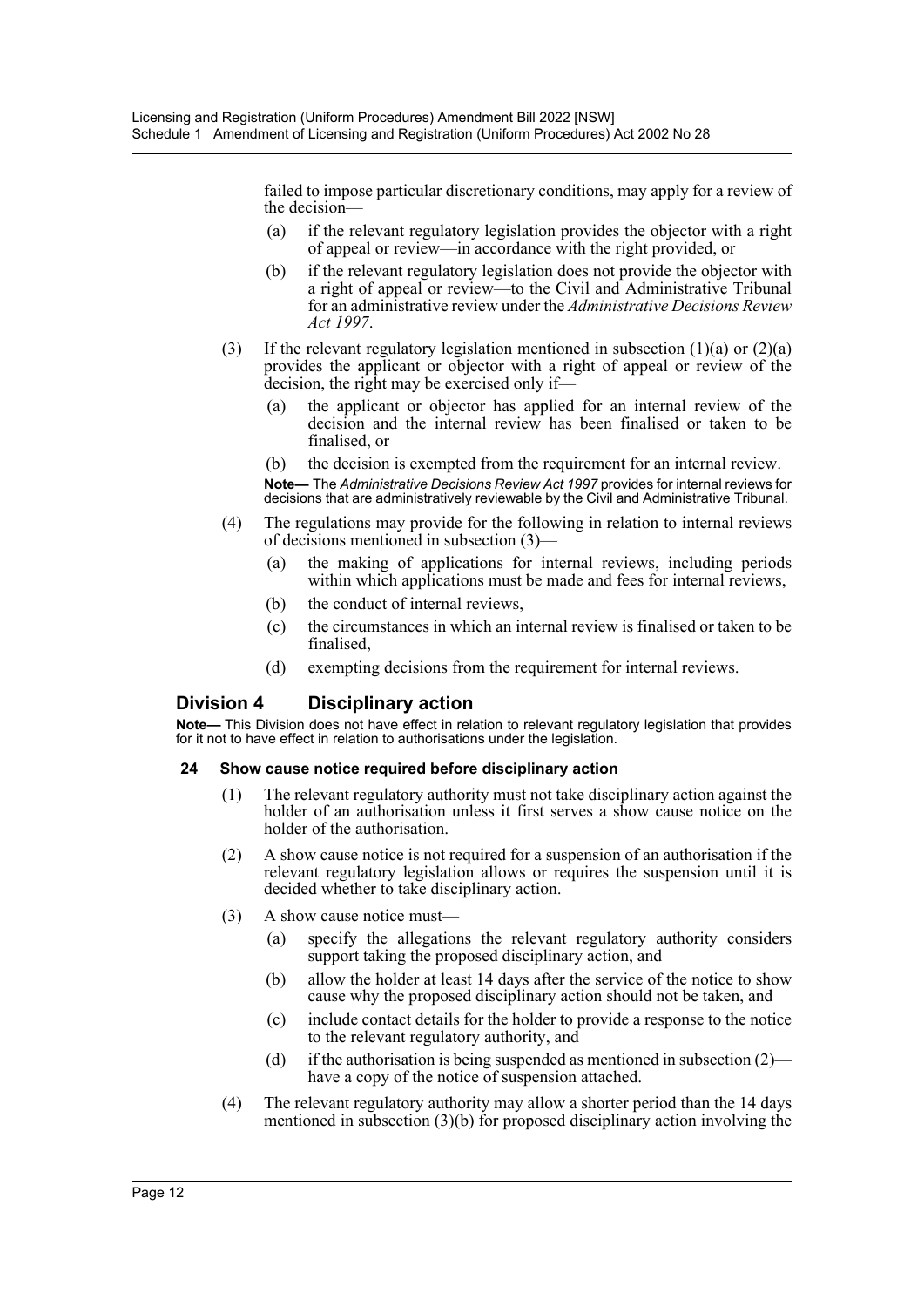failed to impose particular discretionary conditions, may apply for a review of the decision—

(a) if the relevant regulatory legislation provides the objector with a right of appeal or review—in accordance with the right provided, or

(b) if the relevant regulatory legislation does not provide the objector with a right of appeal or review—to the Civil and Administrative Tribunal for an administrative review under the *Administrative Decisions Review Act 1997*.

(3) If the relevant regulatory legislation mentioned in subsection (1)(a) or (2)(a) provides the applicant or objector with a right of appeal or review of the decision, the right may be exercised only if—

(a) the applicant or objector has applied for an internal review of the decision and the internal review has been finalised or taken to be finalised, or

(b) the decision is exempted from the requirement for an internal review.

**Note—** The *Administrative Decisions Review Act 1997* provides for internal reviews for decisions that are administratively reviewable by the Civil and Administrative Tribunal.

(4) The regulations may provide for the following in relation to internal reviews of decisions mentioned in subsection (3)—

(a) the making of applications for internal reviews, including periods within which applications must be made and fees for internal reviews,

(b) the conduct of internal reviews,

(c) the circumstances in which an internal review is finalised or taken to be finalised,

(d) exempting decisions from the requirement for internal reviews.

## Division 4 Disciplinary action

**Note—** This Division does not have effect in relation to relevant regulatory legislation that provides for it not to have effect in relation to authorisations under the legislation.

### 24 Show cause notice required before disciplinary action

(1) The relevant regulatory authority must not take disciplinary action against the holder of an authorisation unless it first serves a show cause notice on the holder of the authorisation.

(2) A show cause notice is not required for a suspension of an authorisation if the relevant regulatory legislation allows or requires the suspension until it is decided whether to take disciplinary action.

(3) A show cause notice must—

(a) specify the allegations the relevant regulatory authority considers support taking the proposed disciplinary action, and

(b) allow the holder at least 14 days after the service of the notice to show cause why the proposed disciplinary action should not be taken, and

(c) include contact details for the holder to provide a response to the notice to the relevant regulatory authority, and

(d) if the authorisation is being suspended as mentioned in subsection (2)—have a copy of the notice of suspension attached.

(4) The relevant regulatory authority may allow a shorter period than the 14 days mentioned in subsection (3)(b) for proposed disciplinary action involving the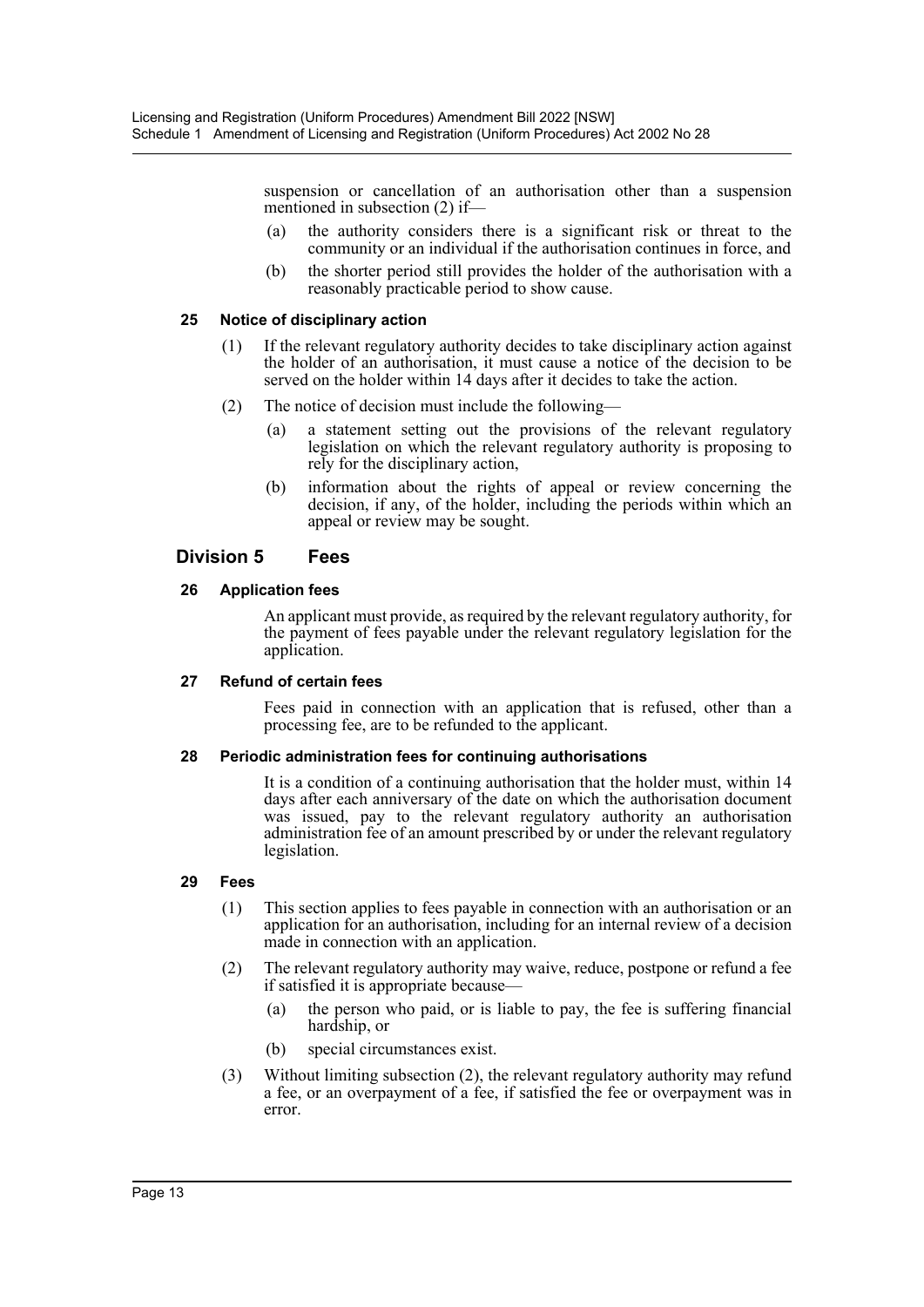suspension or cancellation of an authorisation other than a suspension mentioned in subsection (2) if—

(a) the authority considers there is a significant risk or threat to the community or an individual if the authorisation continues in force, and

(b) the shorter period still provides the holder of the authorisation with a reasonably practicable period to show cause.

#### 25 Notice of disciplinary action

(1) If the relevant regulatory authority decides to take disciplinary action against the holder of an authorisation, it must cause a notice of the decision to be served on the holder within 14 days after it decides to take the action.

(2) The notice of decision must include the following—

(a) a statement setting out the provisions of the relevant regulatory legislation on which the relevant regulatory authority is proposing to rely for the disciplinary action,

(b) information about the rights of appeal or review concerning the decision, if any, of the holder, including the periods within which an appeal or review may be sought.

### Division 5 Fees

#### 26 Application fees

An applicant must provide, as required by the relevant regulatory authority, for the payment of fees payable under the relevant regulatory legislation for the application.

#### 27 Refund of certain fees

Fees paid in connection with an application that is refused, other than a processing fee, are to be refunded to the applicant.

#### 28 Periodic administration fees for continuing authorisations

It is a condition of a continuing authorisation that the holder must, within 14 days after each anniversary of the date on which the authorisation document was issued, pay to the relevant regulatory authority an authorisation administration fee of an amount prescribed by or under the relevant regulatory legislation.

#### 29 Fees

(1) This section applies to fees payable in connection with an authorisation or an application for an authorisation, including for an internal review of a decision made in connection with an application.

(2) The relevant regulatory authority may waive, reduce, postpone or refund a fee if satisfied it is appropriate because—

(a) the person who paid, or is liable to pay, the fee is suffering financial hardship, or

(b) special circumstances exist.

(3) Without limiting subsection (2), the relevant regulatory authority may refund a fee, or an overpayment of a fee, if satisfied the fee or overpayment was in error.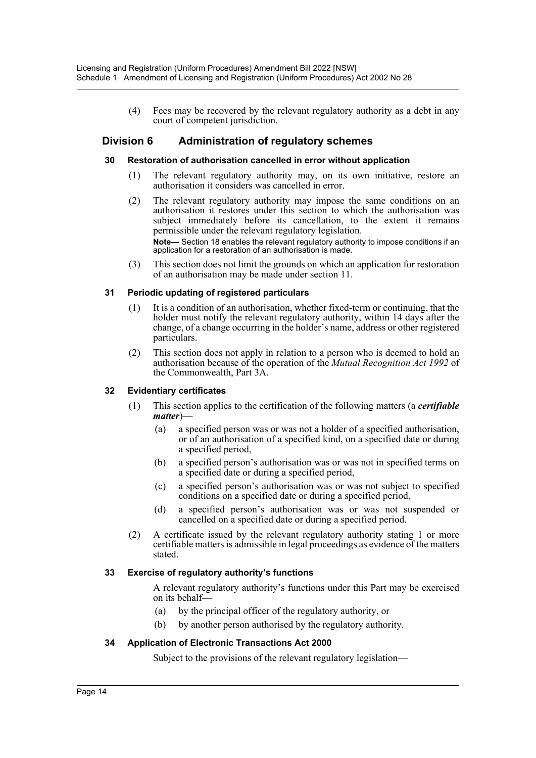(4) Fees may be recovered by the relevant regulatory authority as a debt in any court of competent jurisdiction.

## Division 6 Administration of regulatory schemes

### 30 Restoration of authorisation cancelled in error without application

(1) The relevant regulatory authority may, on its own initiative, restore an authorisation it considers was cancelled in error.

(2) The relevant regulatory authority may impose the same conditions on an authorisation it restores under this section to which the authorisation was subject immediately before its cancellation, to the extent it remains permissible under the relevant regulatory legislation.

**Note—** Section 18 enables the relevant regulatory authority to impose conditions if an application for a restoration of an authorisation is made.

(3) This section does not limit the grounds on which an application for restoration of an authorisation may be made under section 11.

### 31 Periodic updating of registered particulars

(1) It is a condition of an authorisation, whether fixed-term or continuing, that the holder must notify the relevant regulatory authority, within 14 days after the change, of a change occurring in the holder's name, address or other registered particulars.

(2) This section does not apply in relation to a person who is deemed to hold an authorisation because of the operation of the *Mutual Recognition Act 1992* of the Commonwealth, Part 3A.

### 32 Evidentiary certificates

(1) This section applies to the certification of the following matters (a ***certifiable matter***)—

(a) a specified person was or was not a holder of a specified authorisation, or of an authorisation of a specified kind, on a specified date or during a specified period,

(b) a specified person's authorisation was or was not in specified terms on a specified date or during a specified period,

(c) a specified person's authorisation was or was not subject to specified conditions on a specified date or during a specified period,

(d) a specified person's authorisation was or was not suspended or cancelled on a specified date or during a specified period.

(2) A certificate issued by the relevant regulatory authority stating 1 or more certifiable matters is admissible in legal proceedings as evidence of the matters stated.

### 33 Exercise of regulatory authority's functions

A relevant regulatory authority's functions under this Part may be exercised on its behalf—

(a) by the principal officer of the regulatory authority, or

(b) by another person authorised by the regulatory authority.

### 34 Application of Electronic Transactions Act 2000

Subject to the provisions of the relevant regulatory legislation—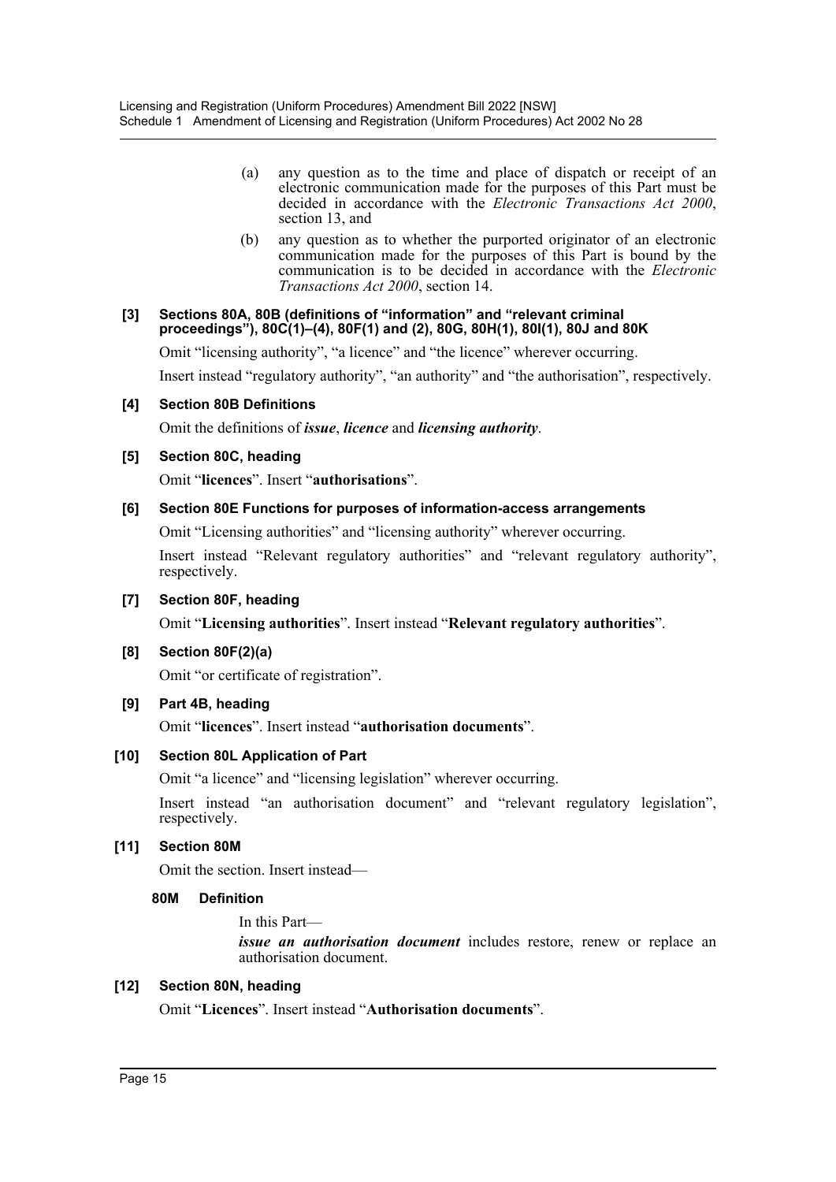(a) any question as to the time and place of dispatch or receipt of an electronic communication made for the purposes of this Part must be decided in accordance with the *Electronic Transactions Act 2000*, section 13, and

(b) any question as to whether the purported originator of an electronic communication made for the purposes of this Part is bound by the communication is to be decided in accordance with the *Electronic Transactions Act 2000*, section 14.

**[3] Sections 80A, 80B (definitions of "information" and "relevant criminal proceedings"), 80C(1)–(4), 80F(1) and (2), 80G, 80H(1), 80I(1), 80J and 80K**

Omit "licensing authority", "a licence" and "the licence" wherever occurring.

Insert instead "regulatory authority", "an authority" and "the authorisation", respectively.

**[4] Section 80B Definitions**

Omit the definitions of ***issue***, ***licence*** and ***licensing authority***.

**[5] Section 80C, heading**

Omit "**licences**". Insert "**authorisations**".

**[6] Section 80E Functions for purposes of information-access arrangements**

Omit "Licensing authorities" and "licensing authority" wherever occurring.

Insert instead "Relevant regulatory authorities" and "relevant regulatory authority", respectively.

**[7] Section 80F, heading**

Omit "**Licensing authorities**". Insert instead "**Relevant regulatory authorities**".

**[8] Section 80F(2)(a)**

Omit "or certificate of registration".

**[9] Part 4B, heading**

Omit "**licences**". Insert instead "**authorisation documents**".

**[10] Section 80L Application of Part**

Omit "a licence" and "licensing legislation" wherever occurring.

Insert instead "an authorisation document" and "relevant regulatory legislation", respectively.

**[11] Section 80M**

Omit the section. Insert instead—

**80M Definition**

In this Part—

***issue an authorisation document*** includes restore, renew or replace an authorisation document.

**[12] Section 80N, heading**

Omit "**Licences**". Insert instead "**Authorisation documents**".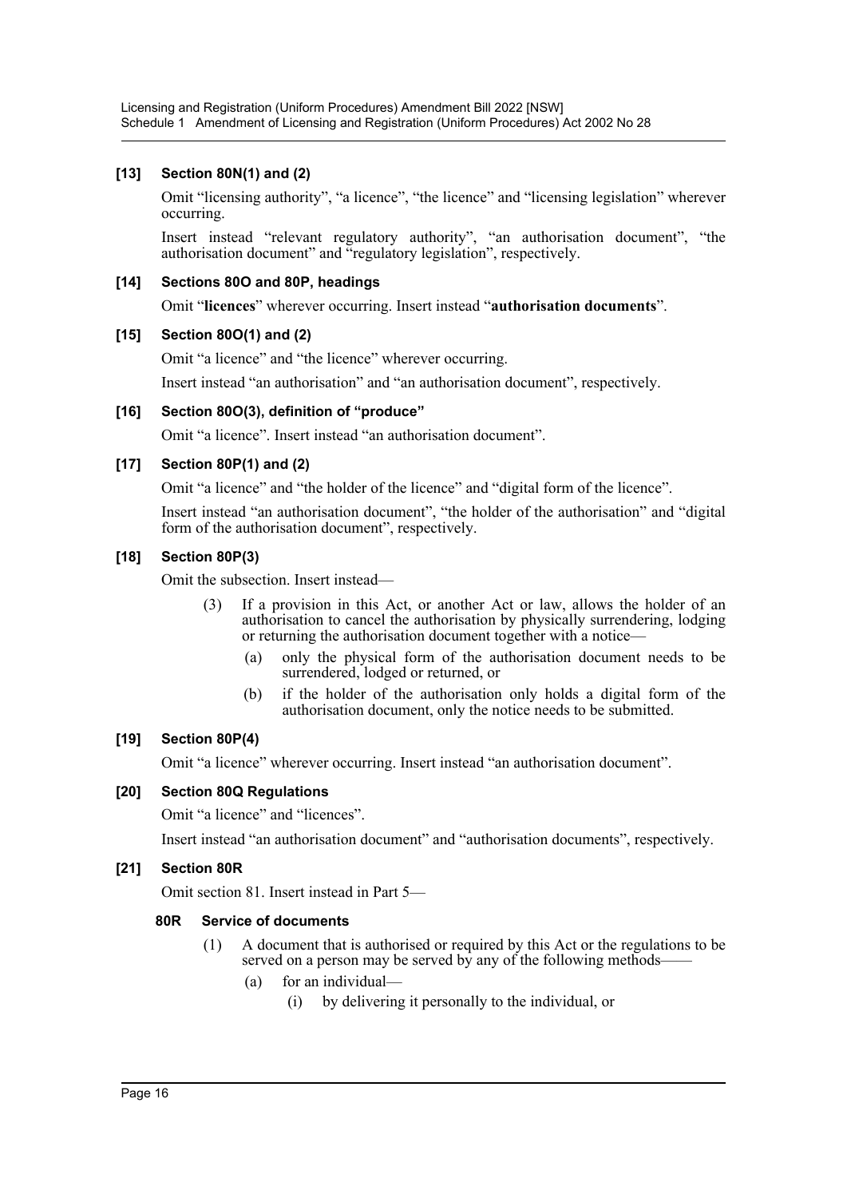### [13] Section 80N(1) and (2)

Omit "licensing authority", "a licence", "the licence" and "licensing legislation" wherever occurring.

Insert instead "relevant regulatory authority", "an authorisation document", "the authorisation document" and "regulatory legislation", respectively.

### [14] Sections 80O and 80P, headings

Omit "**licences**" wherever occurring. Insert instead "**authorisation documents**".

### [15] Section 80O(1) and (2)

Omit "a licence" and "the licence" wherever occurring.

Insert instead "an authorisation" and "an authorisation document", respectively.

### [16] Section 80O(3), definition of "produce"

Omit "a licence". Insert instead "an authorisation document".

### [17] Section 80P(1) and (2)

Omit "a licence" and "the holder of the licence" and "digital form of the licence".

Insert instead "an authorisation document", "the holder of the authorisation" and "digital form of the authorisation document", respectively.

### [18] Section 80P(3)

Omit the subsection. Insert instead—

> (3) If a provision in this Act, or another Act or law, allows the holder of an authorisation to cancel the authorisation by physically surrendering, lodging or returning the authorisation document together with a notice—
>
> (a) only the physical form of the authorisation document needs to be surrendered, lodged or returned, or
>
> (b) if the holder of the authorisation only holds a digital form of the authorisation document, only the notice needs to be submitted.

### [19] Section 80P(4)

Omit "a licence" wherever occurring. Insert instead "an authorisation document".

### [20] Section 80Q Regulations

Omit "a licence" and "licences".

Insert instead "an authorisation document" and "authorisation documents", respectively.

### [21] Section 80R

Omit section 81. Insert instead in Part 5—

**80R Service of documents**

> (1) A document that is authorised or required by this Act or the regulations to be served on a person may be served by any of the following methods——
>
> (a) for an individual—
>
> (i) by delivering it personally to the individual, or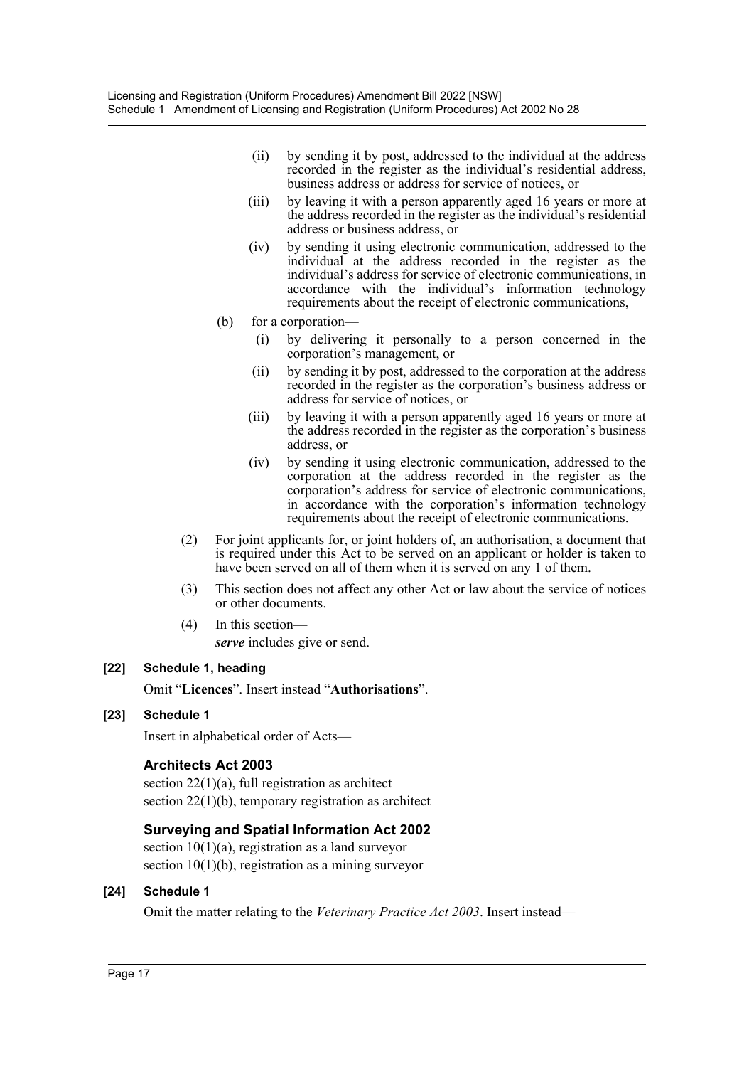(ii) by sending it by post, addressed to the individual at the address recorded in the register as the individual's residential address, business address or address for service of notices, or

(iii) by leaving it with a person apparently aged 16 years or more at the address recorded in the register as the individual's residential address or business address, or

(iv) by sending it using electronic communication, addressed to the individual at the address recorded in the register as the individual's address for service of electronic communications, in accordance with the individual's information technology requirements about the receipt of electronic communications,

(b) for a corporation—

(i) by delivering it personally to a person concerned in the corporation's management, or

(ii) by sending it by post, addressed to the corporation at the address recorded in the register as the corporation's business address or address for service of notices, or

(iii) by leaving it with a person apparently aged 16 years or more at the address recorded in the register as the corporation's business address, or

(iv) by sending it using electronic communication, addressed to the corporation at the address recorded in the register as the corporation's address for service of electronic communications, in accordance with the corporation's information technology requirements about the receipt of electronic communications.

(2) For joint applicants for, or joint holders of, an authorisation, a document that is required under this Act to be served on an applicant or holder is taken to have been served on all of them when it is served on any 1 of them.

(3) This section does not affect any other Act or law about the service of notices or other documents.

(4) In this section—

***serve*** includes give or send.

**[22] Schedule 1, heading**

Omit "**Licences**". Insert instead "**Authorisations**".

**[23] Schedule 1**

Insert in alphabetical order of Acts—

### Architects Act 2003

section 22(1)(a), full registration as architect
section 22(1)(b), temporary registration as architect

### Surveying and Spatial Information Act 2002

section 10(1)(a), registration as a land surveyor
section 10(1)(b), registration as a mining surveyor

**[24] Schedule 1**

Omit the matter relating to the *Veterinary Practice Act 2003*. Insert instead—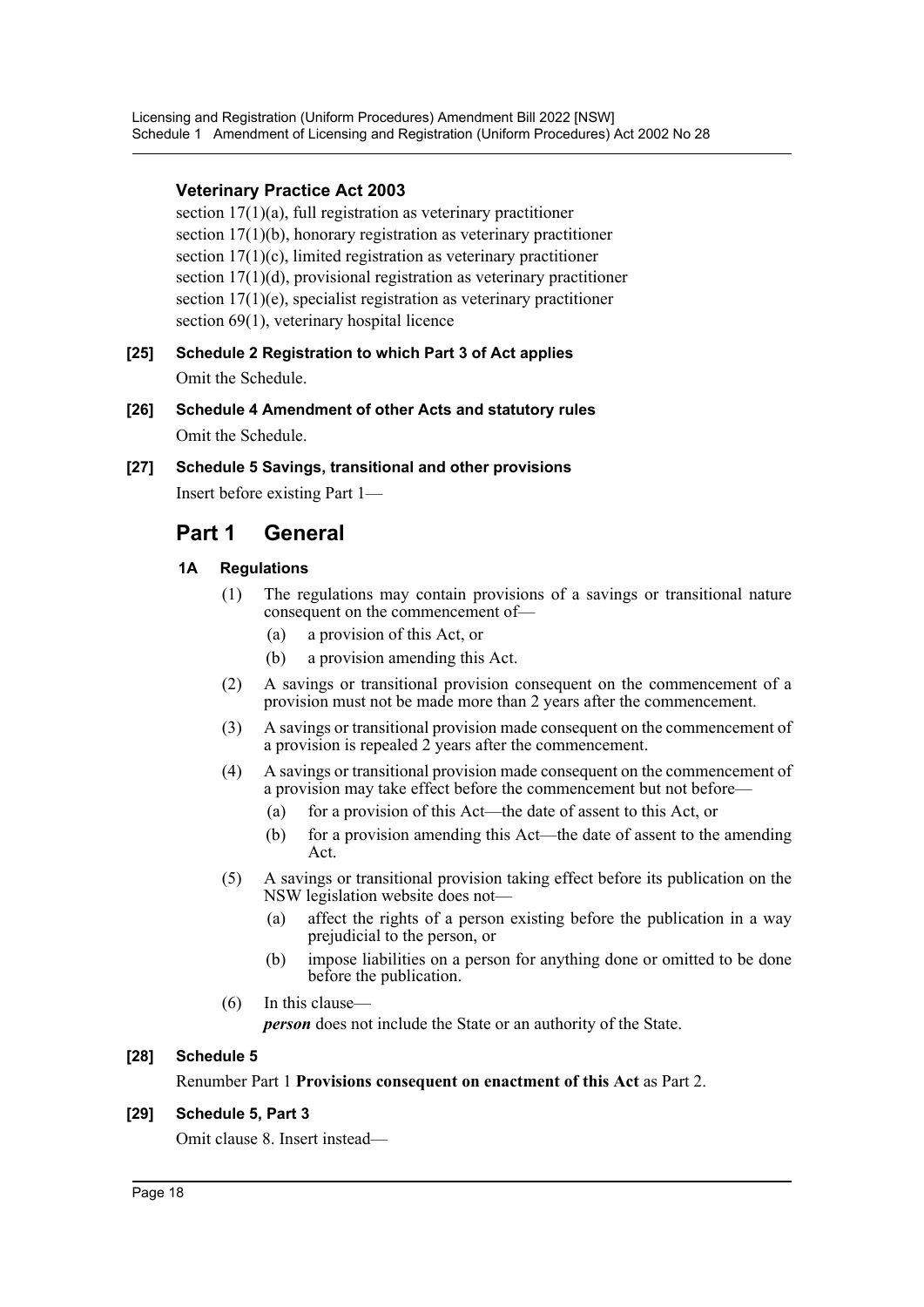**Veterinary Practice Act 2003**

section 17(1)(a), full registration as veterinary practitioner
section 17(1)(b), honorary registration as veterinary practitioner
section 17(1)(c), limited registration as veterinary practitioner
section 17(1)(d), provisional registration as veterinary practitioner
section 17(1)(e), specialist registration as veterinary practitioner
section 69(1), veterinary hospital licence

**[25] Schedule 2 Registration to which Part 3 of Act applies**

Omit the Schedule.

**[26] Schedule 4 Amendment of other Acts and statutory rules**

Omit the Schedule.

**[27] Schedule 5 Savings, transitional and other provisions**

Insert before existing Part 1—

## Part 1 General

**1A Regulations**

(1) The regulations may contain provisions of a savings or transitional nature consequent on the commencement of—

(a) a provision of this Act, or

(b) a provision amending this Act.

(2) A savings or transitional provision consequent on the commencement of a provision must not be made more than 2 years after the commencement.

(3) A savings or transitional provision made consequent on the commencement of a provision is repealed 2 years after the commencement.

(4) A savings or transitional provision made consequent on the commencement of a provision may take effect before the commencement but not before—

(a) for a provision of this Act—the date of assent to this Act, or

(b) for a provision amending this Act—the date of assent to the amending Act.

(5) A savings or transitional provision taking effect before its publication on the NSW legislation website does not—

(a) affect the rights of a person existing before the publication in a way prejudicial to the person, or

(b) impose liabilities on a person for anything done or omitted to be done before the publication.

(6) In this clause—

***person*** does not include the State or an authority of the State.

**[28] Schedule 5**

Renumber Part 1 **Provisions consequent on enactment of this Act** as Part 2.

**[29] Schedule 5, Part 3**

Omit clause 8. Insert instead—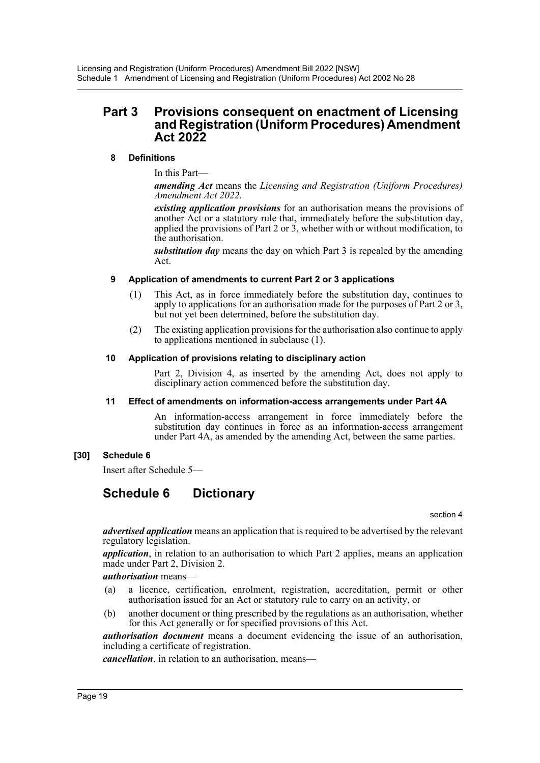## Part 3 Provisions consequent on enactment of Licensing and Registration (Uniform Procedures) Amendment Act 2022

### 8 Definitions

In this Part—

***amending Act*** means the *Licensing and Registration (Uniform Procedures) Amendment Act 2022*.

***existing application provisions*** for an authorisation means the provisions of another Act or a statutory rule that, immediately before the substitution day, applied the provisions of Part 2 or 3, whether with or without modification, to the authorisation.

***substitution day*** means the day on which Part 3 is repealed by the amending Act.

### 9 Application of amendments to current Part 2 or 3 applications

(1) This Act, as in force immediately before the substitution day, continues to apply to applications for an authorisation made for the purposes of Part 2 or 3, but not yet been determined, before the substitution day.

(2) The existing application provisions for the authorisation also continue to apply to applications mentioned in subclause (1).

### 10 Application of provisions relating to disciplinary action

Part 2, Division 4, as inserted by the amending Act, does not apply to disciplinary action commenced before the substitution day.

### 11 Effect of amendments on information-access arrangements under Part 4A

An information-access arrangement in force immediately before the substitution day continues in force as an information-access arrangement under Part 4A, as amended by the amending Act, between the same parties.

**[30] Schedule 6**

Insert after Schedule 5—

## Schedule 6 Dictionary

section 4

***advertised application*** means an application that is required to be advertised by the relevant regulatory legislation.

***application***, in relation to an authorisation to which Part 2 applies, means an application made under Part 2, Division 2.

***authorisation*** means—

(a) a licence, certification, enrolment, registration, accreditation, permit or other authorisation issued for an Act or statutory rule to carry on an activity, or

(b) another document or thing prescribed by the regulations as an authorisation, whether for this Act generally or for specified provisions of this Act.

***authorisation document*** means a document evidencing the issue of an authorisation, including a certificate of registration.

***cancellation***, in relation to an authorisation, means—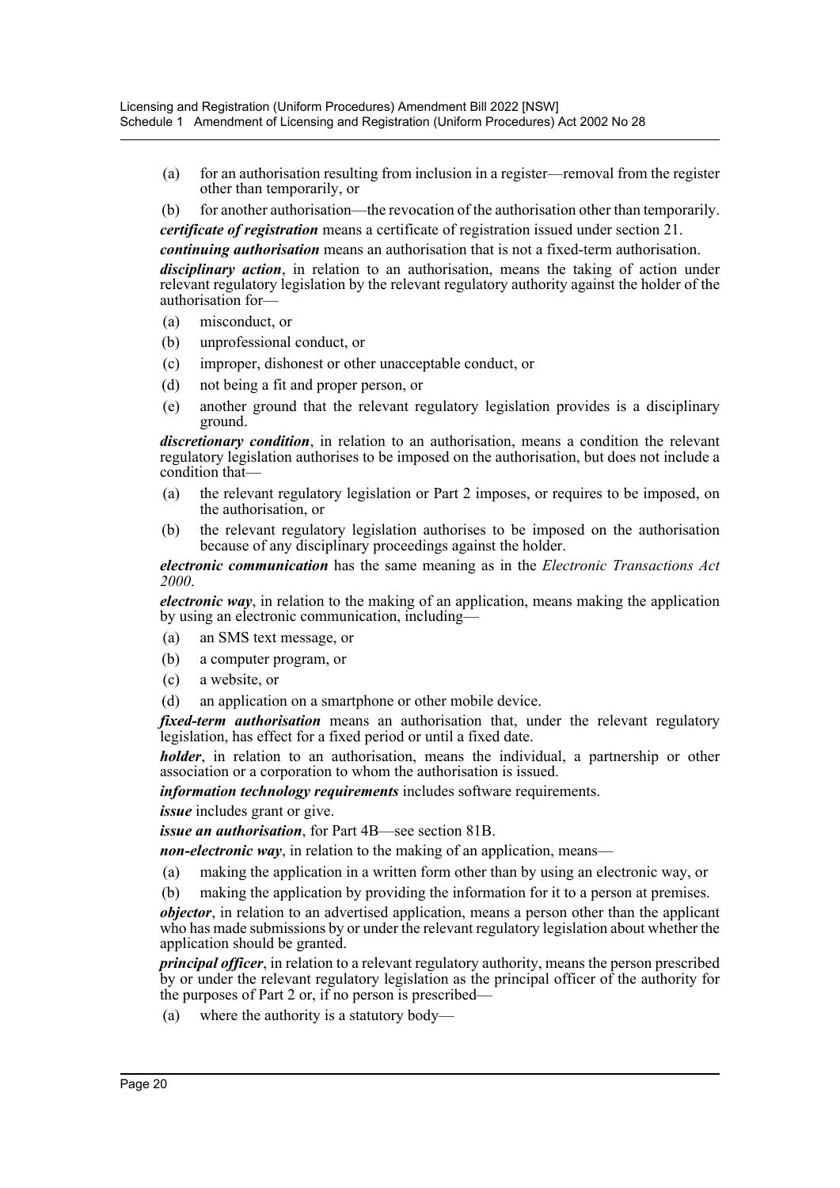(a) for an authorisation resulting from inclusion in a register—removal from the register other than temporarily, or

(b) for another authorisation—the revocation of the authorisation other than temporarily.

***certificate of registration*** means a certificate of registration issued under section 21.

***continuing authorisation*** means an authorisation that is not a fixed-term authorisation.

***disciplinary action***, in relation to an authorisation, means the taking of action under relevant regulatory legislation by the relevant regulatory authority against the holder of the authorisation for—

(a) misconduct, or

(b) unprofessional conduct, or

(c) improper, dishonest or other unacceptable conduct, or

(d) not being a fit and proper person, or

(e) another ground that the relevant regulatory legislation provides is a disciplinary ground.

***discretionary condition***, in relation to an authorisation, means a condition the relevant regulatory legislation authorises to be imposed on the authorisation, but does not include a condition that—

(a) the relevant regulatory legislation or Part 2 imposes, or requires to be imposed, on the authorisation, or

(b) the relevant regulatory legislation authorises to be imposed on the authorisation because of any disciplinary proceedings against the holder.

***electronic communication*** has the same meaning as in the *Electronic Transactions Act 2000*.

***electronic way***, in relation to the making of an application, means making the application by using an electronic communication, including—

(a) an SMS text message, or

(b) a computer program, or

(c) a website, or

(d) an application on a smartphone or other mobile device.

***fixed-term authorisation*** means an authorisation that, under the relevant regulatory legislation, has effect for a fixed period or until a fixed date.

***holder***, in relation to an authorisation, means the individual, a partnership or other association or a corporation to whom the authorisation is issued.

***information technology requirements*** includes software requirements.

***issue*** includes grant or give.

***issue an authorisation***, for Part 4B—see section 81B.

***non-electronic way***, in relation to the making of an application, means—

(a) making the application in a written form other than by using an electronic way, or

(b) making the application by providing the information for it to a person at premises.

***objector***, in relation to an advertised application, means a person other than the applicant who has made submissions by or under the relevant regulatory legislation about whether the application should be granted.

***principal officer***, in relation to a relevant regulatory authority, means the person prescribed by or under the relevant regulatory legislation as the principal officer of the authority for the purposes of Part 2 or, if no person is prescribed—

(a) where the authority is a statutory body—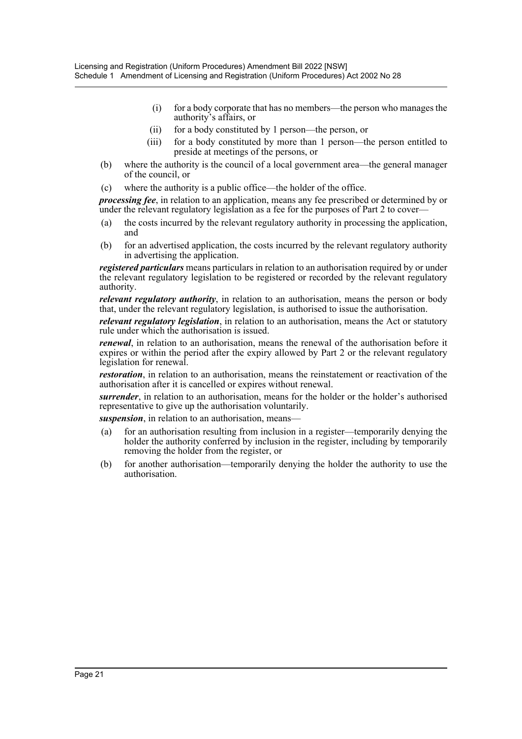(i) for a body corporate that has no members—the person who manages the authority's affairs, or

(ii) for a body constituted by 1 person—the person, or

(iii) for a body constituted by more than 1 person—the person entitled to preside at meetings of the persons, or

(b) where the authority is the council of a local government area—the general manager of the council, or

(c) where the authority is a public office—the holder of the office.

***processing fee***, in relation to an application, means any fee prescribed or determined by or under the relevant regulatory legislation as a fee for the purposes of Part 2 to cover—

(a) the costs incurred by the relevant regulatory authority in processing the application, and

(b) for an advertised application, the costs incurred by the relevant regulatory authority in advertising the application.

***registered particulars*** means particulars in relation to an authorisation required by or under the relevant regulatory legislation to be registered or recorded by the relevant regulatory authority.

***relevant regulatory authority***, in relation to an authorisation, means the person or body that, under the relevant regulatory legislation, is authorised to issue the authorisation.

***relevant regulatory legislation***, in relation to an authorisation, means the Act or statutory rule under which the authorisation is issued.

***renewal***, in relation to an authorisation, means the renewal of the authorisation before it expires or within the period after the expiry allowed by Part 2 or the relevant regulatory legislation for renewal.

***restoration***, in relation to an authorisation, means the reinstatement or reactivation of the authorisation after it is cancelled or expires without renewal.

***surrender***, in relation to an authorisation, means for the holder or the holder's authorised representative to give up the authorisation voluntarily.

***suspension***, in relation to an authorisation, means—

(a) for an authorisation resulting from inclusion in a register—temporarily denying the holder the authority conferred by inclusion in the register, including by temporarily removing the holder from the register, or

(b) for another authorisation—temporarily denying the holder the authority to use the authorisation.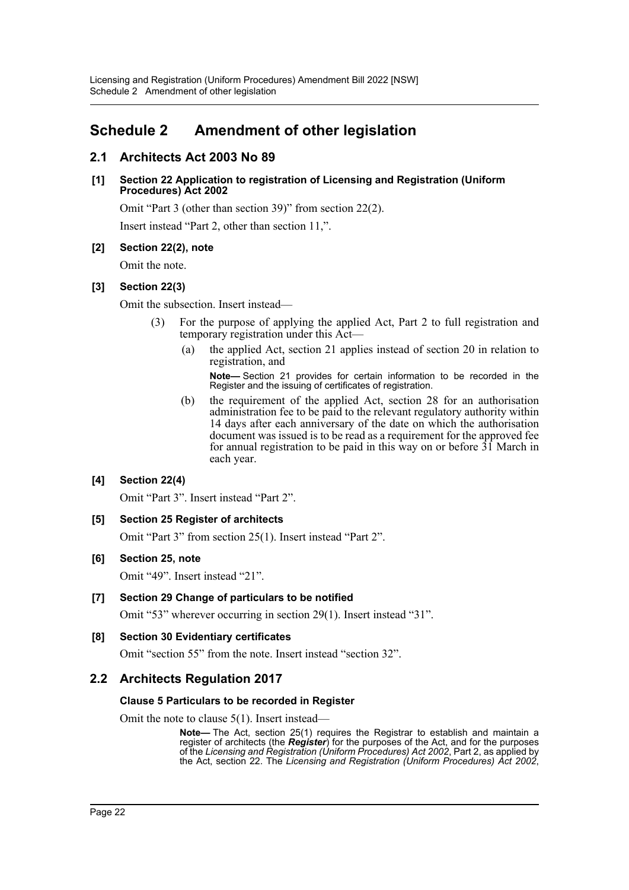# Schedule 2 Amendment of other legislation

## 2.1 Architects Act 2003 No 89

**[1] Section 22 Application to registration of Licensing and Registration (Uniform Procedures) Act 2002**

Omit "Part 3 (other than section 39)" from section 22(2).

Insert instead "Part 2, other than section 11,".

**[2] Section 22(2), note**

Omit the note.

**[3] Section 22(3)**

Omit the subsection. Insert instead—

(3) For the purpose of applying the applied Act, Part 2 to full registration and temporary registration under this Act—

(a) the applied Act, section 21 applies instead of section 20 in relation to registration, and

**Note—** Section 21 provides for certain information to be recorded in the Register and the issuing of certificates of registration.

(b) the requirement of the applied Act, section 28 for an authorisation administration fee to be paid to the relevant regulatory authority within 14 days after each anniversary of the date on which the authorisation document was issued is to be read as a requirement for the approved fee for annual registration to be paid in this way on or before 31 March in each year.

**[4] Section 22(4)**

Omit "Part 3". Insert instead "Part 2".

**[5] Section 25 Register of architects**

Omit "Part 3" from section 25(1). Insert instead "Part 2".

**[6] Section 25, note**

Omit "49". Insert instead "21".

**[7] Section 29 Change of particulars to be notified**

Omit "53" wherever occurring in section 29(1). Insert instead "31".

**[8] Section 30 Evidentiary certificates**

Omit "section 55" from the note. Insert instead "section 32".

## 2.2 Architects Regulation 2017

**Clause 5 Particulars to be recorded in Register**

Omit the note to clause 5(1). Insert instead—

**Note—** The Act, section 25(1) requires the Registrar to establish and maintain a register of architects (the ***Register***) for the purposes of the Act, and for the purposes of the *Licensing and Registration (Uniform Procedures) Act 2002*, Part 2, as applied by the Act, section 22. The *Licensing and Registration (Uniform Procedures) Act 2002*,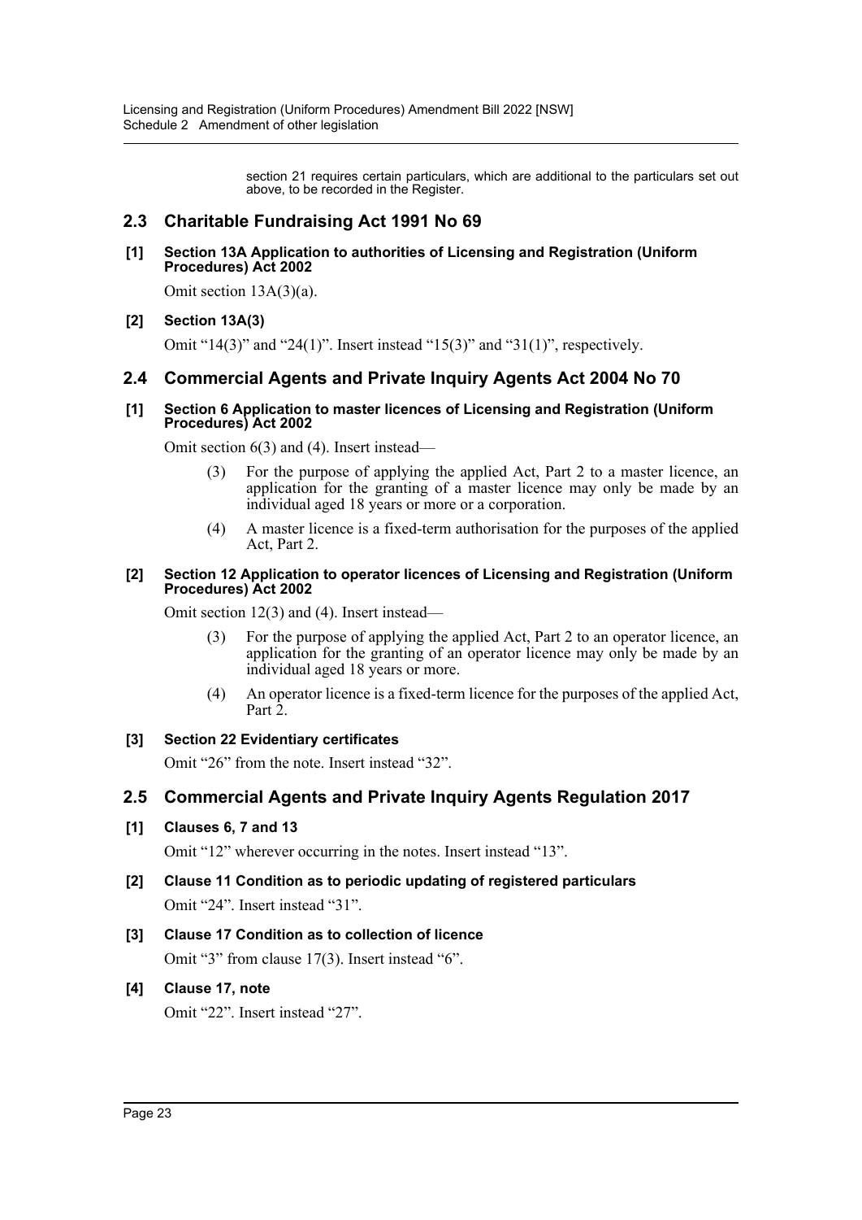section 21 requires certain particulars, which are additional to the particulars set out above, to be recorded in the Register.

## 2.3 Charitable Fundraising Act 1991 No 69

**[1] Section 13A Application to authorities of Licensing and Registration (Uniform Procedures) Act 2002**

Omit section 13A(3)(a).

**[2] Section 13A(3)**

Omit "14(3)" and "24(1)". Insert instead "15(3)" and "31(1)", respectively.

## 2.4 Commercial Agents and Private Inquiry Agents Act 2004 No 70

**[1] Section 6 Application to master licences of Licensing and Registration (Uniform Procedures) Act 2002**

Omit section 6(3) and (4). Insert instead—

(3) For the purpose of applying the applied Act, Part 2 to a master licence, an application for the granting of a master licence may only be made by an individual aged 18 years or more or a corporation.

(4) A master licence is a fixed-term authorisation for the purposes of the applied Act, Part 2.

**[2] Section 12 Application to operator licences of Licensing and Registration (Uniform Procedures) Act 2002**

Omit section 12(3) and (4). Insert instead—

(3) For the purpose of applying the applied Act, Part 2 to an operator licence, an application for the granting of an operator licence may only be made by an individual aged 18 years or more.

(4) An operator licence is a fixed-term licence for the purposes of the applied Act, Part 2.

**[3] Section 22 Evidentiary certificates**

Omit "26" from the note. Insert instead "32".

## 2.5 Commercial Agents and Private Inquiry Agents Regulation 2017

**[1] Clauses 6, 7 and 13**

Omit "12" wherever occurring in the notes. Insert instead "13".

**[2] Clause 11 Condition as to periodic updating of registered particulars**

Omit "24". Insert instead "31".

**[3] Clause 17 Condition as to collection of licence**

Omit "3" from clause 17(3). Insert instead "6".

**[4] Clause 17, note**

Omit "22". Insert instead "27".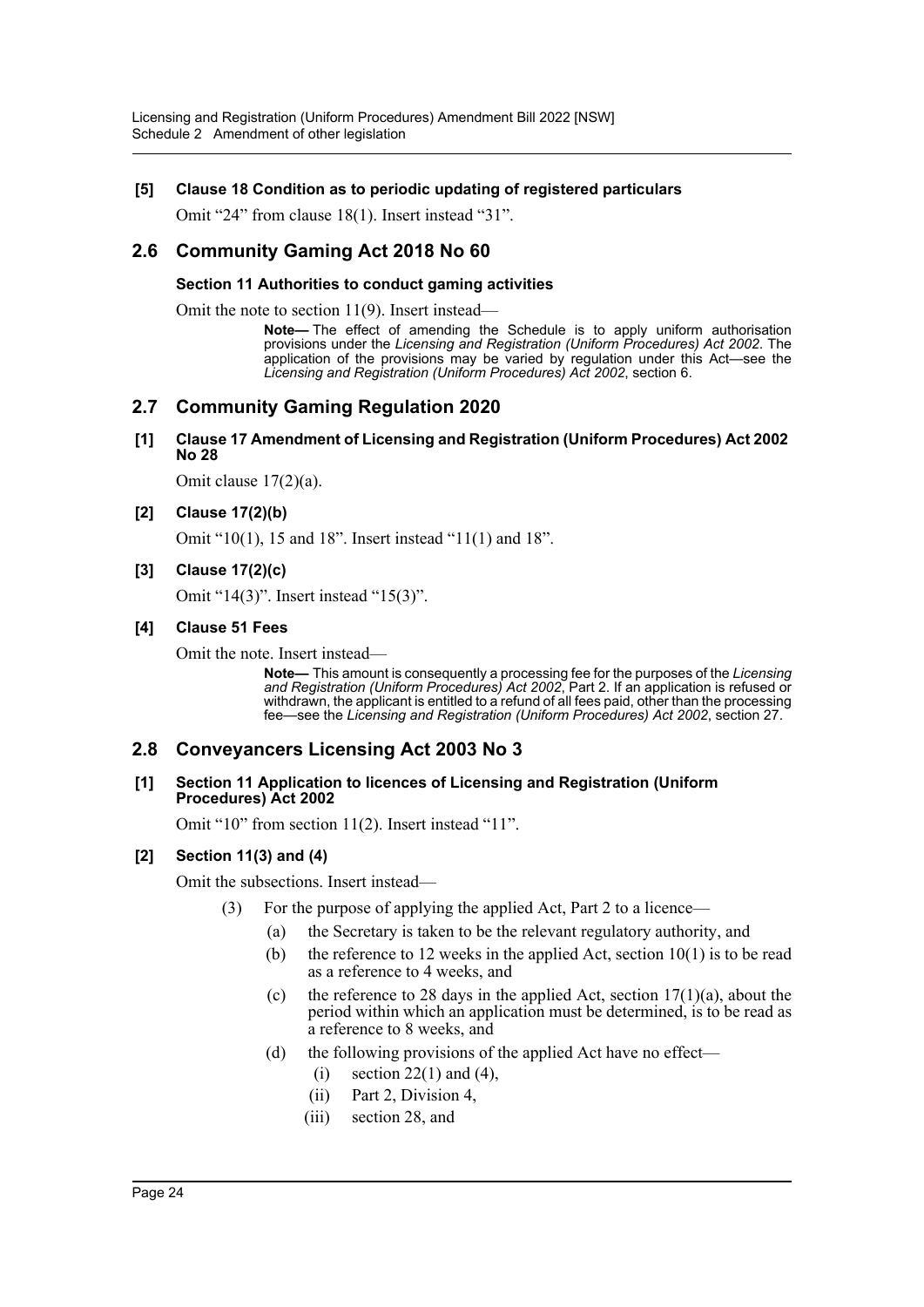**[5] Clause 18 Condition as to periodic updating of registered particulars**

Omit "24" from clause 18(1). Insert instead "31".

## 2.6 Community Gaming Act 2018 No 60

**Section 11 Authorities to conduct gaming activities**

Omit the note to section 11(9). Insert instead—

> **Note—** The effect of amending the Schedule is to apply uniform authorisation provisions under the *Licensing and Registration (Uniform Procedures) Act 2002*. The application of the provisions may be varied by regulation under this Act—see the *Licensing and Registration (Uniform Procedures) Act 2002*, section 6.

## 2.7 Community Gaming Regulation 2020

**[1] Clause 17 Amendment of Licensing and Registration (Uniform Procedures) Act 2002 No 28**

Omit clause 17(2)(a).

**[2] Clause 17(2)(b)**

Omit "10(1), 15 and 18". Insert instead "11(1) and 18".

**[3] Clause 17(2)(c)**

Omit "14(3)". Insert instead "15(3)".

**[4] Clause 51 Fees**

Omit the note. Insert instead—

> **Note—** This amount is consequently a processing fee for the purposes of the *Licensing and Registration (Uniform Procedures) Act 2002*, Part 2. If an application is refused or withdrawn, the applicant is entitled to a refund of all fees paid, other than the processing fee—see the *Licensing and Registration (Uniform Procedures) Act 2002*, section 27.

## 2.8 Conveyancers Licensing Act 2003 No 3

**[1] Section 11 Application to licences of Licensing and Registration (Uniform Procedures) Act 2002**

Omit "10" from section 11(2). Insert instead "11".

**[2] Section 11(3) and (4)**

Omit the subsections. Insert instead—

(3) For the purpose of applying the applied Act, Part 2 to a licence—

(a) the Secretary is taken to be the relevant regulatory authority, and

(b) the reference to 12 weeks in the applied Act, section 10(1) is to be read as a reference to 4 weeks, and

(c) the reference to 28 days in the applied Act, section 17(1)(a), about the period within which an application must be determined, is to be read as a reference to 8 weeks, and

(d) the following provisions of the applied Act have no effect—

(i) section 22(1) and (4),

(ii) Part 2, Division 4,

(iii) section 28, and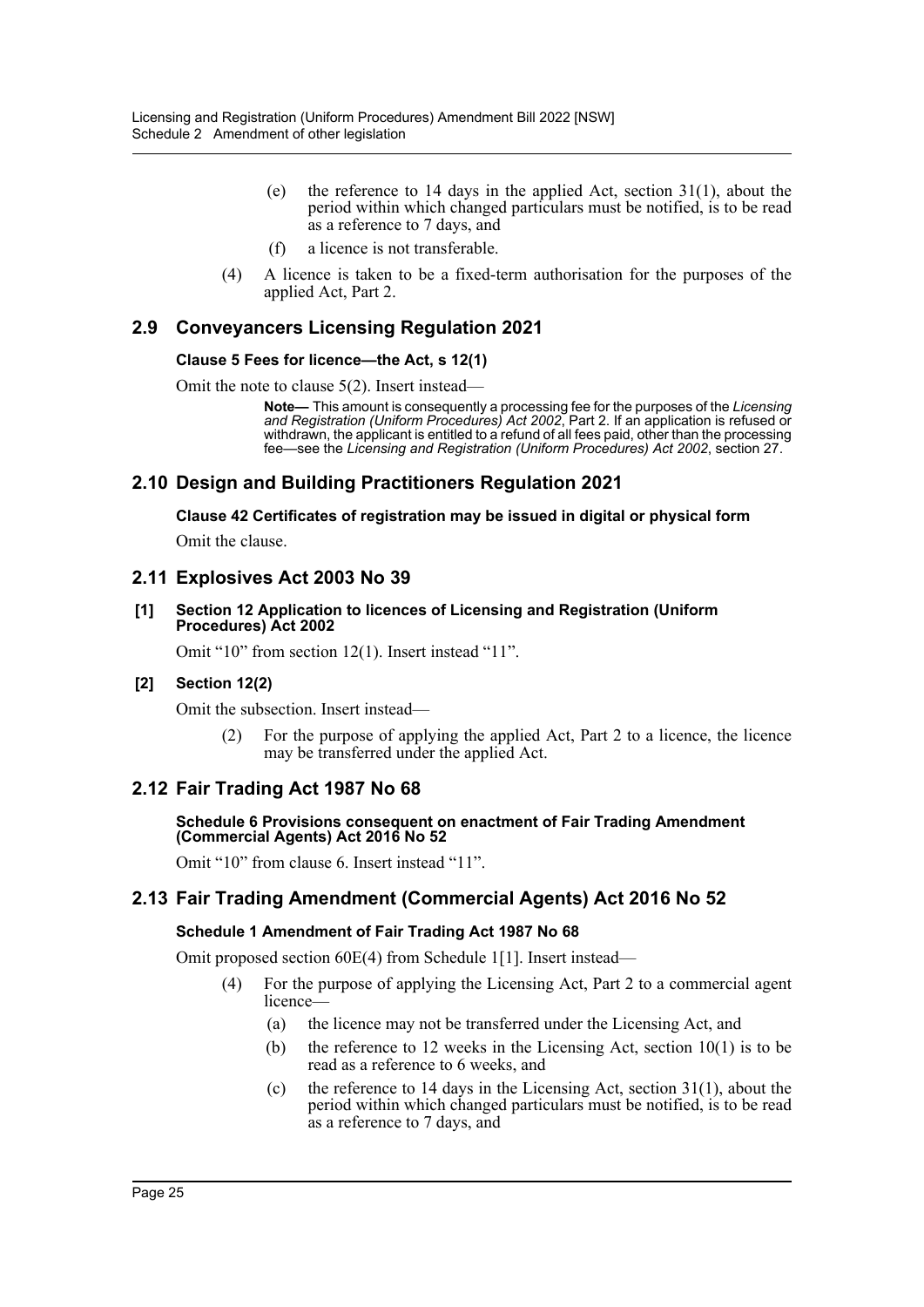(e) the reference to 14 days in the applied Act, section 31(1), about the period within which changed particulars must be notified, is to be read as a reference to 7 days, and

(f) a licence is not transferable.

(4) A licence is taken to be a fixed-term authorisation for the purposes of the applied Act, Part 2.

## 2.9 Conveyancers Licensing Regulation 2021

#### Clause 5 Fees for licence—the Act, s 12(1)

Omit the note to clause 5(2). Insert instead—

> **Note—** This amount is consequently a processing fee for the purposes of the *Licensing and Registration (Uniform Procedures) Act 2002*, Part 2. If an application is refused or withdrawn, the applicant is entitled to a refund of all fees paid, other than the processing fee—see the *Licensing and Registration (Uniform Procedures) Act 2002*, section 27.

## 2.10 Design and Building Practitioners Regulation 2021

#### Clause 42 Certificates of registration may be issued in digital or physical form

Omit the clause.

## 2.11 Explosives Act 2003 No 39

#### [1] Section 12 Application to licences of Licensing and Registration (Uniform Procedures) Act 2002

Omit "10" from section 12(1). Insert instead "11".

#### [2] Section 12(2)

Omit the subsection. Insert instead—

(2) For the purpose of applying the applied Act, Part 2 to a licence, the licence may be transferred under the applied Act.

## 2.12 Fair Trading Act 1987 No 68

#### Schedule 6 Provisions consequent on enactment of Fair Trading Amendment (Commercial Agents) Act 2016 No 52

Omit "10" from clause 6. Insert instead "11".

## 2.13 Fair Trading Amendment (Commercial Agents) Act 2016 No 52

#### Schedule 1 Amendment of Fair Trading Act 1987 No 68

Omit proposed section 60E(4) from Schedule 1[1]. Insert instead—

(4) For the purpose of applying the Licensing Act, Part 2 to a commercial agent licence—

(a) the licence may not be transferred under the Licensing Act, and

(b) the reference to 12 weeks in the Licensing Act, section 10(1) is to be read as a reference to 6 weeks, and

(c) the reference to 14 days in the Licensing Act, section 31(1), about the period within which changed particulars must be notified, is to be read as a reference to 7 days, and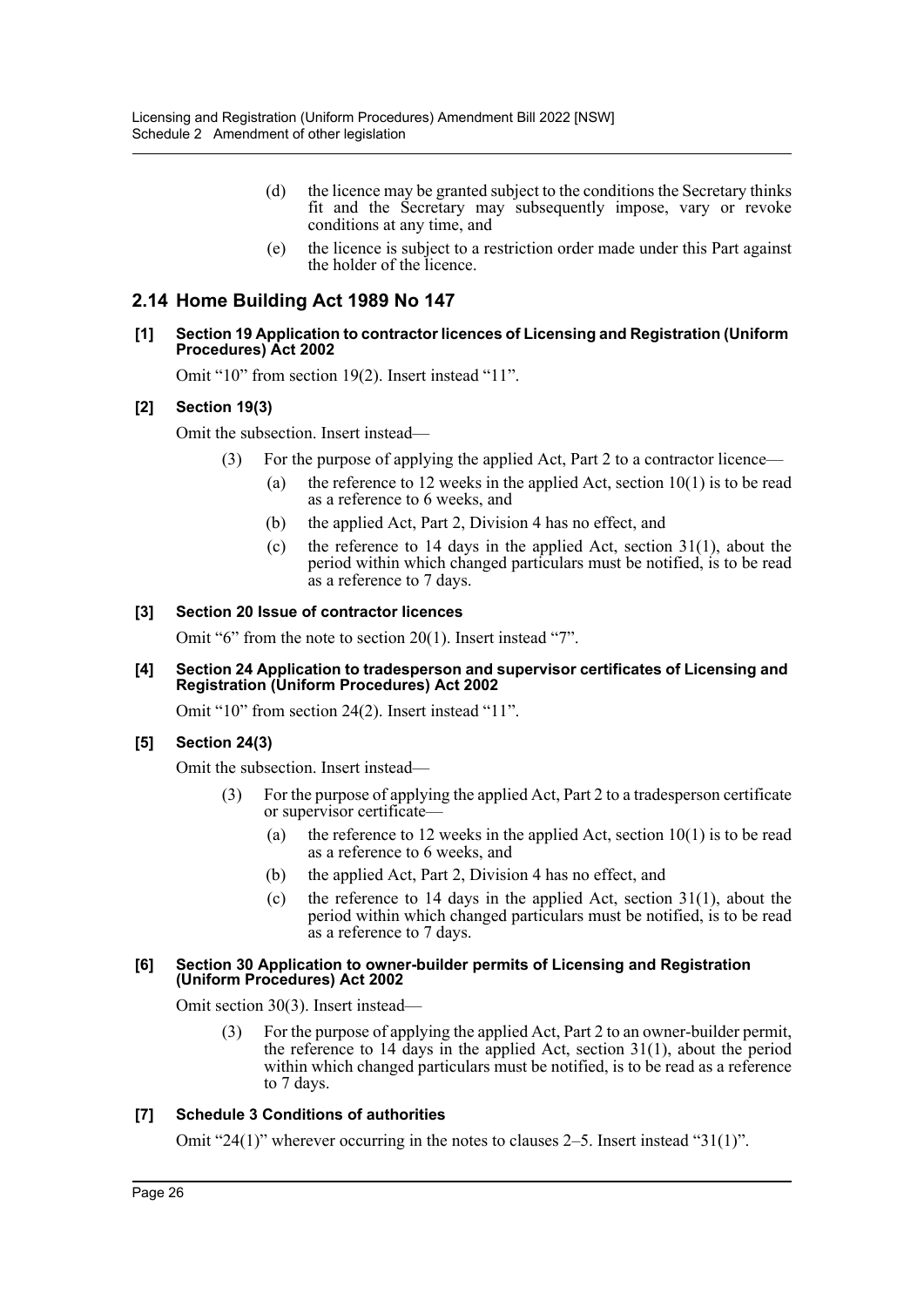(d) the licence may be granted subject to the conditions the Secretary thinks fit and the Secretary may subsequently impose, vary or revoke conditions at any time, and

(e) the licence is subject to a restriction order made under this Part against the holder of the licence.

## 2.14 Home Building Act 1989 No 147

**[1] Section 19 Application to contractor licences of Licensing and Registration (Uniform Procedures) Act 2002**

Omit "10" from section 19(2). Insert instead "11".

**[2] Section 19(3)**

Omit the subsection. Insert instead—

(3) For the purpose of applying the applied Act, Part 2 to a contractor licence—

(a) the reference to 12 weeks in the applied Act, section 10(1) is to be read as a reference to 6 weeks, and

(b) the applied Act, Part 2, Division 4 has no effect, and

(c) the reference to 14 days in the applied Act, section 31(1), about the period within which changed particulars must be notified, is to be read as a reference to 7 days.

**[3] Section 20 Issue of contractor licences**

Omit "6" from the note to section 20(1). Insert instead "7".

**[4] Section 24 Application to tradesperson and supervisor certificates of Licensing and Registration (Uniform Procedures) Act 2002**

Omit "10" from section 24(2). Insert instead "11".

**[5] Section 24(3)**

Omit the subsection. Insert instead—

(3) For the purpose of applying the applied Act, Part 2 to a tradesperson certificate or supervisor certificate—

(a) the reference to 12 weeks in the applied Act, section 10(1) is to be read as a reference to 6 weeks, and

(b) the applied Act, Part 2, Division 4 has no effect, and

(c) the reference to 14 days in the applied Act, section 31(1), about the period within which changed particulars must be notified, is to be read as a reference to 7 days.

**[6] Section 30 Application to owner-builder permits of Licensing and Registration (Uniform Procedures) Act 2002**

Omit section 30(3). Insert instead—

(3) For the purpose of applying the applied Act, Part 2 to an owner-builder permit, the reference to 14 days in the applied Act, section 31(1), about the period within which changed particulars must be notified, is to be read as a reference to 7 days.

**[7] Schedule 3 Conditions of authorities**

Omit "24(1)" wherever occurring in the notes to clauses 2–5. Insert instead "31(1)".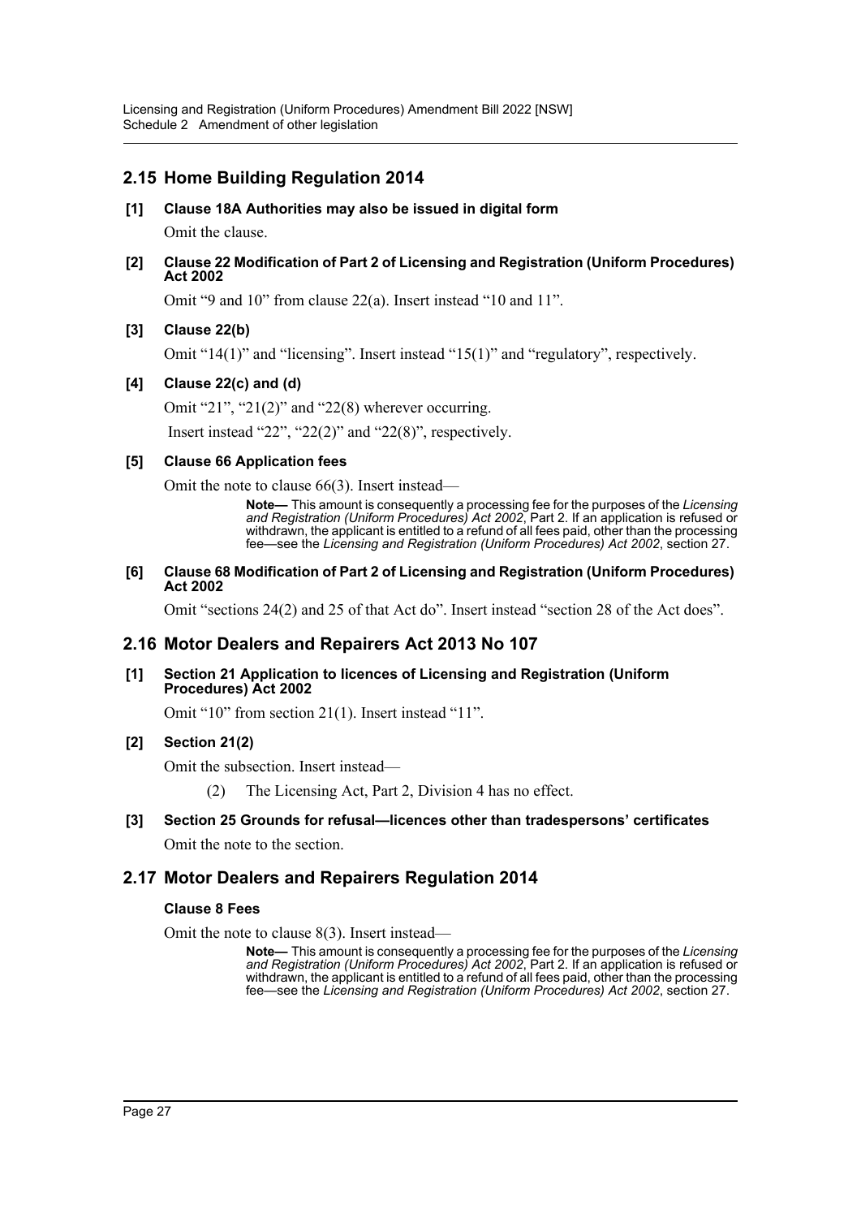## 2.15 Home Building Regulation 2014

**[1] Clause 18A Authorities may also be issued in digital form**

Omit the clause.

**[2] Clause 22 Modification of Part 2 of Licensing and Registration (Uniform Procedures) Act 2002**

Omit "9 and 10" from clause 22(a). Insert instead "10 and 11".

**[3] Clause 22(b)**

Omit "14(1)" and "licensing". Insert instead "15(1)" and "regulatory", respectively.

**[4] Clause 22(c) and (d)**

Omit "21", "21(2)" and "22(8) wherever occurring.

Insert instead "22", "22(2)" and "22(8)", respectively.

**[5] Clause 66 Application fees**

Omit the note to clause 66(3). Insert instead—

> **Note—** This amount is consequently a processing fee for the purposes of the *Licensing and Registration (Uniform Procedures) Act 2002*, Part 2. If an application is refused or withdrawn, the applicant is entitled to a refund of all fees paid, other than the processing fee—see the *Licensing and Registration (Uniform Procedures) Act 2002*, section 27.

**[6] Clause 68 Modification of Part 2 of Licensing and Registration (Uniform Procedures) Act 2002**

Omit "sections 24(2) and 25 of that Act do". Insert instead "section 28 of the Act does".

## 2.16 Motor Dealers and Repairers Act 2013 No 107

**[1] Section 21 Application to licences of Licensing and Registration (Uniform Procedures) Act 2002**

Omit "10" from section 21(1). Insert instead "11".

**[2] Section 21(2)**

Omit the subsection. Insert instead—

> (2) The Licensing Act, Part 2, Division 4 has no effect.

**[3] Section 25 Grounds for refusal—licences other than tradespersons' certificates**

Omit the note to the section.

## 2.17 Motor Dealers and Repairers Regulation 2014

**Clause 8 Fees**

Omit the note to clause 8(3). Insert instead—

> **Note—** This amount is consequently a processing fee for the purposes of the *Licensing and Registration (Uniform Procedures) Act 2002*, Part 2. If an application is refused or withdrawn, the applicant is entitled to a refund of all fees paid, other than the processing fee—see the *Licensing and Registration (Uniform Procedures) Act 2002*, section 27.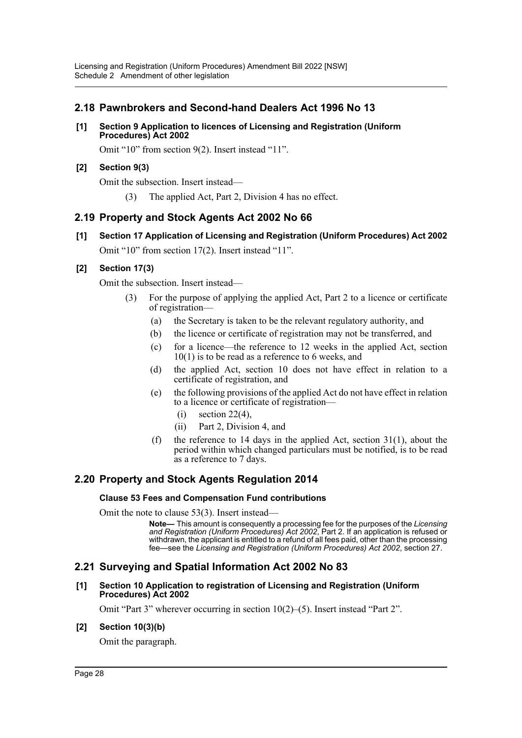## 2.18 Pawnbrokers and Second-hand Dealers Act 1996 No 13

**[1] Section 9 Application to licences of Licensing and Registration (Uniform Procedures) Act 2002**

Omit "10" from section 9(2). Insert instead "11".

**[2] Section 9(3)**

Omit the subsection. Insert instead—

(3) The applied Act, Part 2, Division 4 has no effect.

## 2.19 Property and Stock Agents Act 2002 No 66

**[1] Section 17 Application of Licensing and Registration (Uniform Procedures) Act 2002**

Omit "10" from section 17(2). Insert instead "11".

**[2] Section 17(3)**

Omit the subsection. Insert instead—

(3) For the purpose of applying the applied Act, Part 2 to a licence or certificate of registration—

- (a) the Secretary is taken to be the relevant regulatory authority, and
- (b) the licence or certificate of registration may not be transferred, and
- (c) for a licence—the reference to 12 weeks in the applied Act, section 10(1) is to be read as a reference to 6 weeks, and
- (d) the applied Act, section 10 does not have effect in relation to a certificate of registration, and
- (e) the following provisions of the applied Act do not have effect in relation to a licence or certificate of registration—
  - (i) section 22(4),
  - (ii) Part 2, Division 4, and
- (f) the reference to 14 days in the applied Act, section 31(1), about the period within which changed particulars must be notified, is to be read as a reference to 7 days.

## 2.20 Property and Stock Agents Regulation 2014

**Clause 53 Fees and Compensation Fund contributions**

Omit the note to clause 53(3). Insert instead—

**Note—** This amount is consequently a processing fee for the purposes of the *Licensing and Registration (Uniform Procedures) Act 2002*, Part 2. If an application is refused or withdrawn, the applicant is entitled to a refund of all fees paid, other than the processing fee—see the *Licensing and Registration (Uniform Procedures) Act 2002*, section 27.

## 2.21 Surveying and Spatial Information Act 2002 No 83

**[1] Section 10 Application to registration of Licensing and Registration (Uniform Procedures) Act 2002**

Omit "Part 3" wherever occurring in section 10(2)–(5). Insert instead "Part 2".

**[2] Section 10(3)(b)**

Omit the paragraph.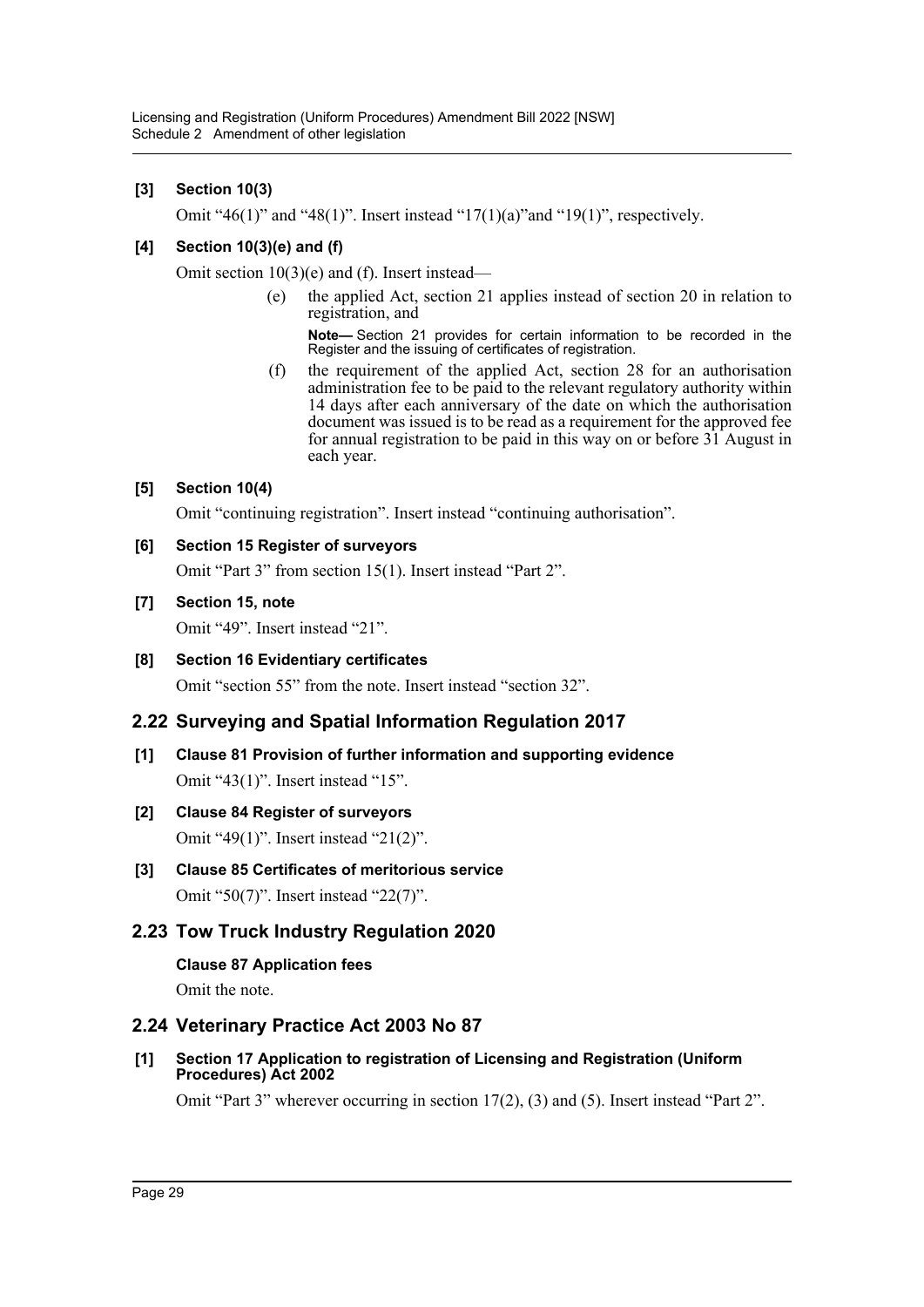**[3] Section 10(3)**

Omit "46(1)" and "48(1)". Insert instead "17(1)(a)"and "19(1)", respectively.

**[4] Section 10(3)(e) and (f)**

Omit section 10(3)(e) and (f). Insert instead—

(e) the applied Act, section 21 applies instead of section 20 in relation to registration, and

**Note—** Section 21 provides for certain information to be recorded in the Register and the issuing of certificates of registration.

(f) the requirement of the applied Act, section 28 for an authorisation administration fee to be paid to the relevant regulatory authority within 14 days after each anniversary of the date on which the authorisation document was issued is to be read as a requirement for the approved fee for annual registration to be paid in this way on or before 31 August in each year.

**[5] Section 10(4)**

Omit "continuing registration". Insert instead "continuing authorisation".

**[6] Section 15 Register of surveyors**

Omit "Part 3" from section 15(1). Insert instead "Part 2".

**[7] Section 15, note**

Omit "49". Insert instead "21".

**[8] Section 16 Evidentiary certificates**

Omit "section 55" from the note. Insert instead "section 32".

## 2.22 Surveying and Spatial Information Regulation 2017

**[1] Clause 81 Provision of further information and supporting evidence**

Omit "43(1)". Insert instead "15".

**[2] Clause 84 Register of surveyors**

Omit "49(1)". Insert instead "21(2)".

**[3] Clause 85 Certificates of meritorious service**

Omit "50(7)". Insert instead "22(7)".

## 2.23 Tow Truck Industry Regulation 2020

**Clause 87 Application fees**

Omit the note.

## 2.24 Veterinary Practice Act 2003 No 87

**[1] Section 17 Application to registration of Licensing and Registration (Uniform Procedures) Act 2002**

Omit "Part 3" wherever occurring in section 17(2), (3) and (5). Insert instead "Part 2".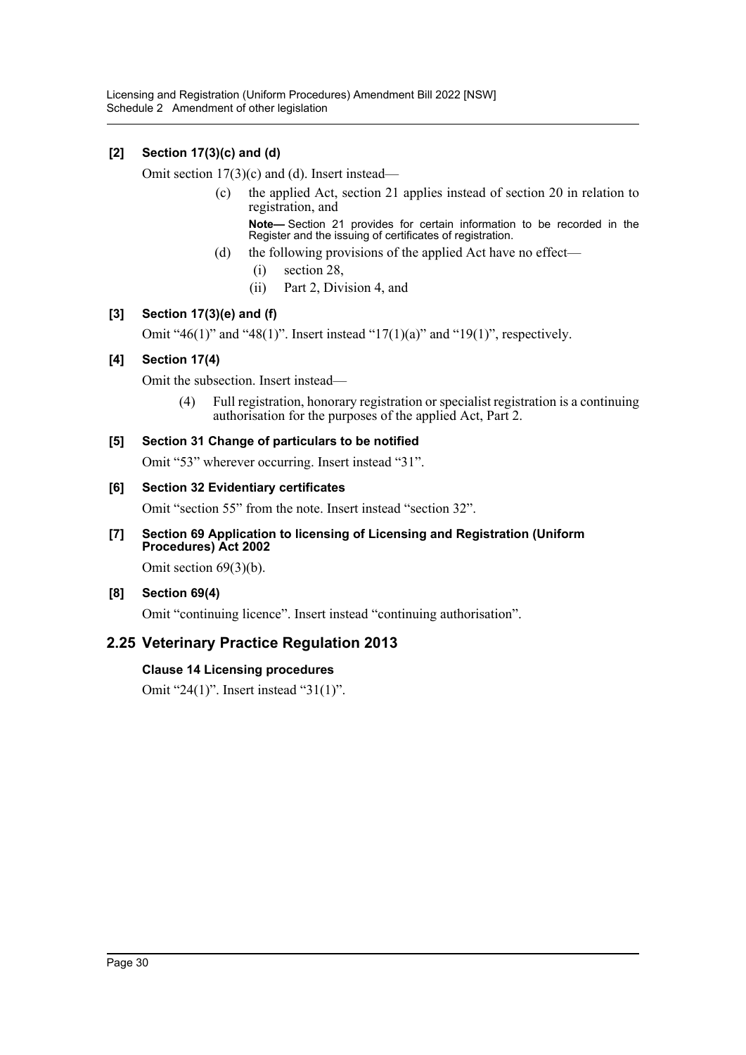**[2] Section 17(3)(c) and (d)**

Omit section 17(3)(c) and (d). Insert instead—

> (c) the applied Act, section 21 applies instead of section 20 in relation to registration, and
>
> **Note—** Section 21 provides for certain information to be recorded in the Register and the issuing of certificates of registration.
>
> (d) the following provisions of the applied Act have no effect—
>
> (i) section 28,
>
> (ii) Part 2, Division 4, and

**[3] Section 17(3)(e) and (f)**

Omit "46(1)" and "48(1)". Insert instead "17(1)(a)" and "19(1)", respectively.

**[4] Section 17(4)**

Omit the subsection. Insert instead—

> (4) Full registration, honorary registration or specialist registration is a continuing authorisation for the purposes of the applied Act, Part 2.

**[5] Section 31 Change of particulars to be notified**

Omit "53" wherever occurring. Insert instead "31".

**[6] Section 32 Evidentiary certificates**

Omit "section 55" from the note. Insert instead "section 32".

**[7] Section 69 Application to licensing of Licensing and Registration (Uniform Procedures) Act 2002**

Omit section 69(3)(b).

**[8] Section 69(4)**

Omit "continuing licence". Insert instead "continuing authorisation".

## 2.25 Veterinary Practice Regulation 2013

**Clause 14 Licensing procedures**

Omit "24(1)". Insert instead "31(1)".